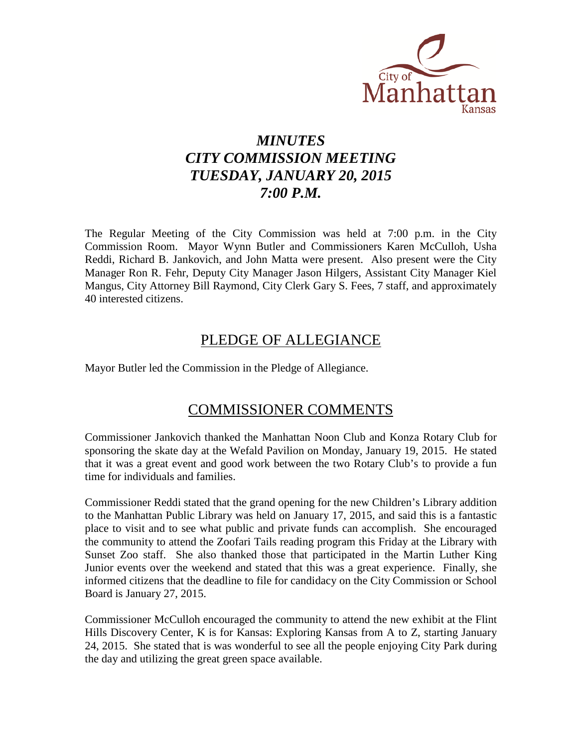# *MINUTES*
# *CITY COMMISSION MEETING*
# *TUESDAY, JANUARY 20, 2015*
# *7:00 P.M.*

The Regular Meeting of the City Commission was held at 7:00 p.m. in the City Commission Room. Mayor Wynn Butler and Commissioners Karen McCulloh, Usha Reddi, Richard B. Jankovich, and John Matta were present. Also present were the City Manager Ron R. Fehr, Deputy City Manager Jason Hilgers, Assistant City Manager Kiel Mangus, City Attorney Bill Raymond, City Clerk Gary S. Fees, 7 staff, and approximately 40 interested citizens.

## PLEDGE OF ALLEGIANCE

Mayor Butler led the Commission in the Pledge of Allegiance.

## COMMISSIONER COMMENTS

Commissioner Jankovich thanked the Manhattan Noon Club and Konza Rotary Club for sponsoring the skate day at the Wefald Pavilion on Monday, January 19, 2015. He stated that it was a great event and good work between the two Rotary Club's to provide a fun time for individuals and families.

Commissioner Reddi stated that the grand opening for the new Children's Library addition to the Manhattan Public Library was held on January 17, 2015, and said this is a fantastic place to visit and to see what public and private funds can accomplish. She encouraged the community to attend the Zoofari Tails reading program this Friday at the Library with Sunset Zoo staff. She also thanked those that participated in the Martin Luther King Junior events over the weekend and stated that this was a great experience. Finally, she informed citizens that the deadline to file for candidacy on the City Commission or School Board is January 27, 2015.

Commissioner McCulloh encouraged the community to attend the new exhibit at the Flint Hills Discovery Center, K is for Kansas: Exploring Kansas from A to Z, starting January 24, 2015. She stated that is was wonderful to see all the people enjoying City Park during the day and utilizing the great green space available.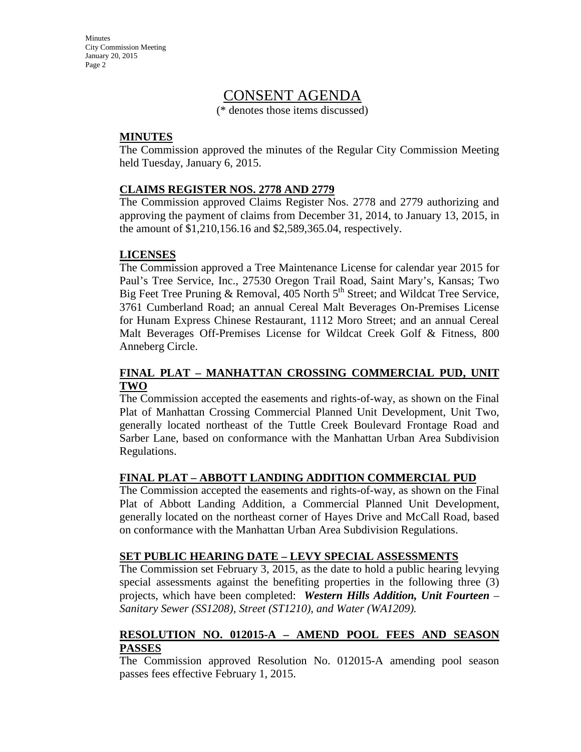# CONSENT AGENDA

(* denotes those items discussed)

**MINUTES**

The Commission approved the minutes of the Regular City Commission Meeting held Tuesday, January 6, 2015.

**CLAIMS REGISTER NOS. 2778 AND 2779**

The Commission approved Claims Register Nos. 2778 and 2779 authorizing and approving the payment of claims from December 31, 2014, to January 13, 2015, in the amount of $1,210,156.16 and $2,589,365.04, respectively.

**LICENSES**

The Commission approved a Tree Maintenance License for calendar year 2015 for Paul's Tree Service, Inc., 27530 Oregon Trail Road, Saint Mary's, Kansas; Two Big Feet Tree Pruning & Removal, 405 North 5th Street; and Wildcat Tree Service, 3761 Cumberland Road; an annual Cereal Malt Beverages On-Premises License for Hunam Express Chinese Restaurant, 1112 Moro Street; and an annual Cereal Malt Beverages Off-Premises License for Wildcat Creek Golf & Fitness, 800 Anneberg Circle.

**FINAL PLAT – MANHATTAN CROSSING COMMERCIAL PUD, UNIT TWO**

The Commission accepted the easements and rights-of-way, as shown on the Final Plat of Manhattan Crossing Commercial Planned Unit Development, Unit Two, generally located northeast of the Tuttle Creek Boulevard Frontage Road and Sarber Lane, based on conformance with the Manhattan Urban Area Subdivision Regulations.

**FINAL PLAT – ABBOTT LANDING ADDITION COMMERCIAL PUD**

The Commission accepted the easements and rights-of-way, as shown on the Final Plat of Abbott Landing Addition, a Commercial Planned Unit Development, generally located on the northeast corner of Hayes Drive and McCall Road, based on conformance with the Manhattan Urban Area Subdivision Regulations.

**SET PUBLIC HEARING DATE – LEVY SPECIAL ASSESSMENTS**

The Commission set February 3, 2015, as the date to hold a public hearing levying special assessments against the benefiting properties in the following three (3) projects, which have been completed: ***Western Hills Addition, Unit Fourteen*** *– Sanitary Sewer (SS1208), Street (ST1210), and Water (WA1209).*

**RESOLUTION NO. 012015-A – AMEND POOL FEES AND SEASON PASSES**

The Commission approved Resolution No. 012015-A amending pool season passes fees effective February 1, 2015.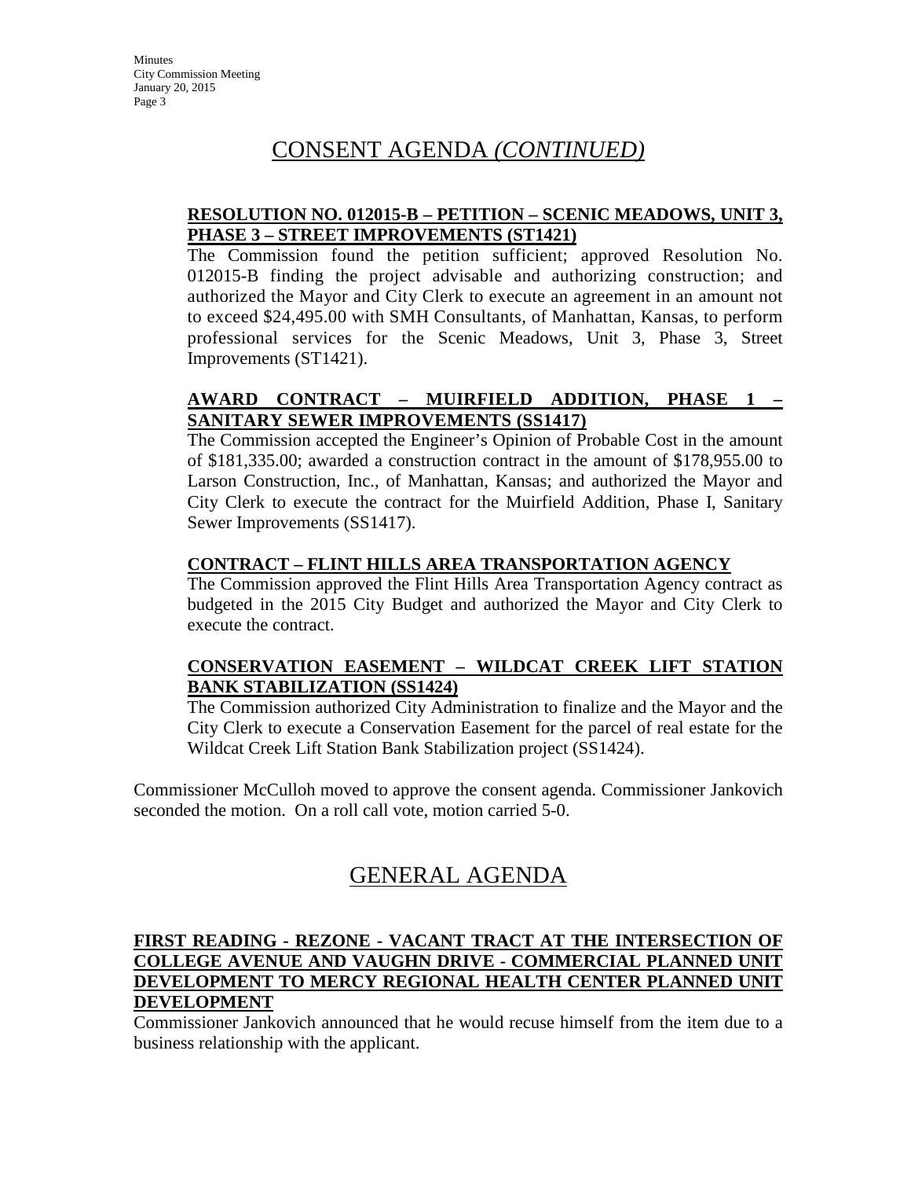# CONSENT AGENDA *(CONTINUED)*

**RESOLUTION NO. 012015-B – PETITION – SCENIC MEADOWS, UNIT 3, PHASE 3 – STREET IMPROVEMENTS (ST1421)**

The Commission found the petition sufficient; approved Resolution No. 012015-B finding the project advisable and authorizing construction; and authorized the Mayor and City Clerk to execute an agreement in an amount not to exceed $24,495.00 with SMH Consultants, of Manhattan, Kansas, to perform professional services for the Scenic Meadows, Unit 3, Phase 3, Street Improvements (ST1421).

**AWARD CONTRACT – MUIRFIELD ADDITION, PHASE 1 – SANITARY SEWER IMPROVEMENTS (SS1417)**

The Commission accepted the Engineer's Opinion of Probable Cost in the amount of $181,335.00; awarded a construction contract in the amount of $178,955.00 to Larson Construction, Inc., of Manhattan, Kansas; and authorized the Mayor and City Clerk to execute the contract for the Muirfield Addition, Phase I, Sanitary Sewer Improvements (SS1417).

**CONTRACT – FLINT HILLS AREA TRANSPORTATION AGENCY**

The Commission approved the Flint Hills Area Transportation Agency contract as budgeted in the 2015 City Budget and authorized the Mayor and City Clerk to execute the contract.

**CONSERVATION EASEMENT – WILDCAT CREEK LIFT STATION BANK STABILIZATION (SS1424)**

The Commission authorized City Administration to finalize and the Mayor and the City Clerk to execute a Conservation Easement for the parcel of real estate for the Wildcat Creek Lift Station Bank Stabilization project (SS1424).

Commissioner McCulloh moved to approve the consent agenda. Commissioner Jankovich seconded the motion. On a roll call vote, motion carried 5-0.

# GENERAL AGENDA

**FIRST READING - REZONE - VACANT TRACT AT THE INTERSECTION OF COLLEGE AVENUE AND VAUGHN DRIVE - COMMERCIAL PLANNED UNIT DEVELOPMENT TO MERCY REGIONAL HEALTH CENTER PLANNED UNIT DEVELOPMENT**

Commissioner Jankovich announced that he would recuse himself from the item due to a business relationship with the applicant.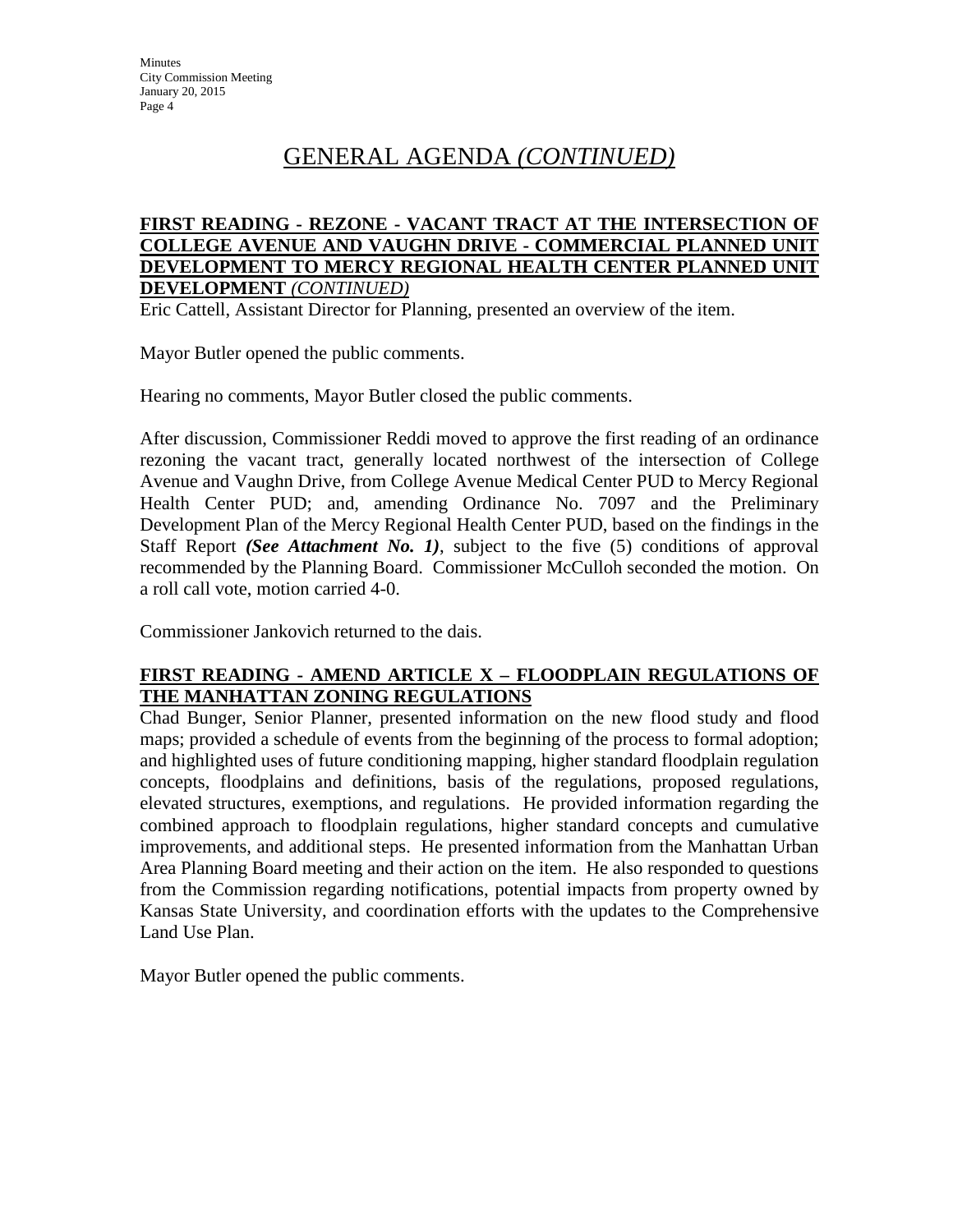# GENERAL AGENDA *(CONTINUED)*

**FIRST READING - REZONE - VACANT TRACT AT THE INTERSECTION OF COLLEGE AVENUE AND VAUGHN DRIVE - COMMERCIAL PLANNED UNIT DEVELOPMENT TO MERCY REGIONAL HEALTH CENTER PLANNED UNIT DEVELOPMENT** ***(CONTINUED)***

Eric Cattell, Assistant Director for Planning, presented an overview of the item.

Mayor Butler opened the public comments.

Hearing no comments, Mayor Butler closed the public comments.

After discussion, Commissioner Reddi moved to approve the first reading of an ordinance rezoning the vacant tract, generally located northwest of the intersection of College Avenue and Vaughn Drive, from College Avenue Medical Center PUD to Mercy Regional Health Center PUD; and, amending Ordinance No. 7097 and the Preliminary Development Plan of the Mercy Regional Health Center PUD, based on the findings in the Staff Report ***(See Attachment No. 1)***, subject to the five (5) conditions of approval recommended by the Planning Board. Commissioner McCulloh seconded the motion. On a roll call vote, motion carried 4-0.

Commissioner Jankovich returned to the dais.

**FIRST READING - AMEND ARTICLE X – FLOODPLAIN REGULATIONS OF THE MANHATTAN ZONING REGULATIONS**

Chad Bunger, Senior Planner, presented information on the new flood study and flood maps; provided a schedule of events from the beginning of the process to formal adoption; and highlighted uses of future conditioning mapping, higher standard floodplain regulation concepts, floodplains and definitions, basis of the regulations, proposed regulations, elevated structures, exemptions, and regulations. He provided information regarding the combined approach to floodplain regulations, higher standard concepts and cumulative improvements, and additional steps. He presented information from the Manhattan Urban Area Planning Board meeting and their action on the item. He also responded to questions from the Commission regarding notifications, potential impacts from property owned by Kansas State University, and coordination efforts with the updates to the Comprehensive Land Use Plan.

Mayor Butler opened the public comments.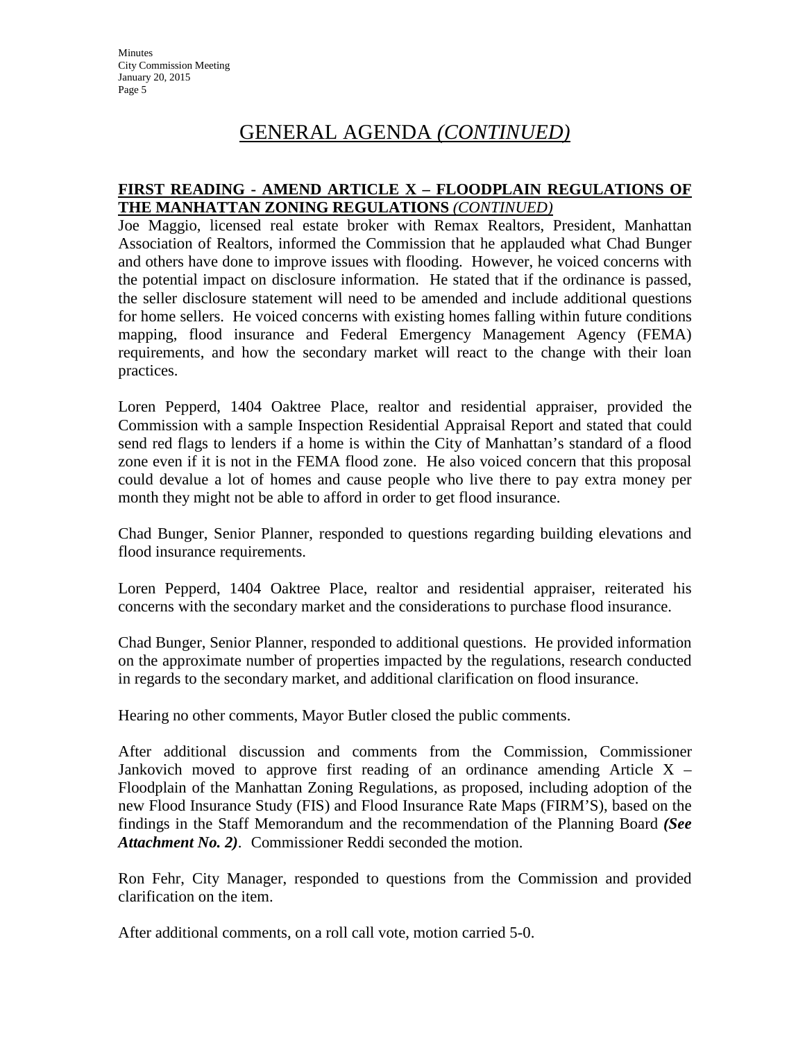# GENERAL AGENDA *(CONTINUED)*

**FIRST READING - AMEND ARTICLE X – FLOODPLAIN REGULATIONS OF THE MANHATTAN ZONING REGULATIONS** ***(CONTINUED)***

Joe Maggio, licensed real estate broker with Remax Realtors, President, Manhattan Association of Realtors, informed the Commission that he applauded what Chad Bunger and others have done to improve issues with flooding. However, he voiced concerns with the potential impact on disclosure information. He stated that if the ordinance is passed, the seller disclosure statement will need to be amended and include additional questions for home sellers. He voiced concerns with existing homes falling within future conditions mapping, flood insurance and Federal Emergency Management Agency (FEMA) requirements, and how the secondary market will react to the change with their loan practices.

Loren Pepperd, 1404 Oaktree Place, realtor and residential appraiser, provided the Commission with a sample Inspection Residential Appraisal Report and stated that could send red flags to lenders if a home is within the City of Manhattan's standard of a flood zone even if it is not in the FEMA flood zone. He also voiced concern that this proposal could devalue a lot of homes and cause people who live there to pay extra money per month they might not be able to afford in order to get flood insurance.

Chad Bunger, Senior Planner, responded to questions regarding building elevations and flood insurance requirements.

Loren Pepperd, 1404 Oaktree Place, realtor and residential appraiser, reiterated his concerns with the secondary market and the considerations to purchase flood insurance.

Chad Bunger, Senior Planner, responded to additional questions. He provided information on the approximate number of properties impacted by the regulations, research conducted in regards to the secondary market, and additional clarification on flood insurance.

Hearing no other comments, Mayor Butler closed the public comments.

After additional discussion and comments from the Commission, Commissioner Jankovich moved to approve first reading of an ordinance amending Article X – Floodplain of the Manhattan Zoning Regulations, as proposed, including adoption of the new Flood Insurance Study (FIS) and Flood Insurance Rate Maps (FIRM'S), based on the findings in the Staff Memorandum and the recommendation of the Planning Board ***(See Attachment No. 2)***. Commissioner Reddi seconded the motion.

Ron Fehr, City Manager, responded to questions from the Commission and provided clarification on the item.

After additional comments, on a roll call vote, motion carried 5-0.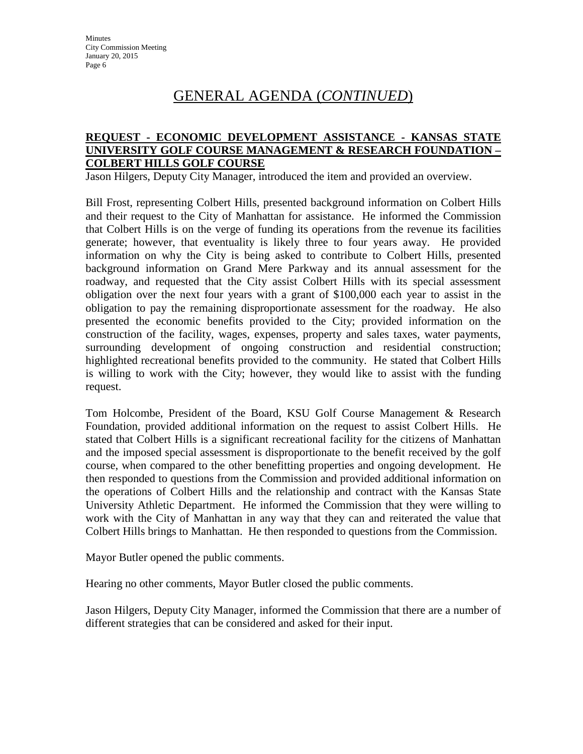# GENERAL AGENDA (*CONTINUED*)

**REQUEST - ECONOMIC DEVELOPMENT ASSISTANCE - KANSAS STATE UNIVERSITY GOLF COURSE MANAGEMENT & RESEARCH FOUNDATION – COLBERT HILLS GOLF COURSE**

Jason Hilgers, Deputy City Manager, introduced the item and provided an overview.

Bill Frost, representing Colbert Hills, presented background information on Colbert Hills and their request to the City of Manhattan for assistance. He informed the Commission that Colbert Hills is on the verge of funding its operations from the revenue its facilities generate; however, that eventuality is likely three to four years away. He provided information on why the City is being asked to contribute to Colbert Hills, presented background information on Grand Mere Parkway and its annual assessment for the roadway, and requested that the City assist Colbert Hills with its special assessment obligation over the next four years with a grant of $100,000 each year to assist in the obligation to pay the remaining disproportionate assessment for the roadway. He also presented the economic benefits provided to the City; provided information on the construction of the facility, wages, expenses, property and sales taxes, water payments, surrounding development of ongoing construction and residential construction; highlighted recreational benefits provided to the community. He stated that Colbert Hills is willing to work with the City; however, they would like to assist with the funding request.

Tom Holcombe, President of the Board, KSU Golf Course Management & Research Foundation, provided additional information on the request to assist Colbert Hills. He stated that Colbert Hills is a significant recreational facility for the citizens of Manhattan and the imposed special assessment is disproportionate to the benefit received by the golf course, when compared to the other benefitting properties and ongoing development. He then responded to questions from the Commission and provided additional information on the operations of Colbert Hills and the relationship and contract with the Kansas State University Athletic Department. He informed the Commission that they were willing to work with the City of Manhattan in any way that they can and reiterated the value that Colbert Hills brings to Manhattan. He then responded to questions from the Commission.

Mayor Butler opened the public comments.

Hearing no other comments, Mayor Butler closed the public comments.

Jason Hilgers, Deputy City Manager, informed the Commission that there are a number of different strategies that can be considered and asked for their input.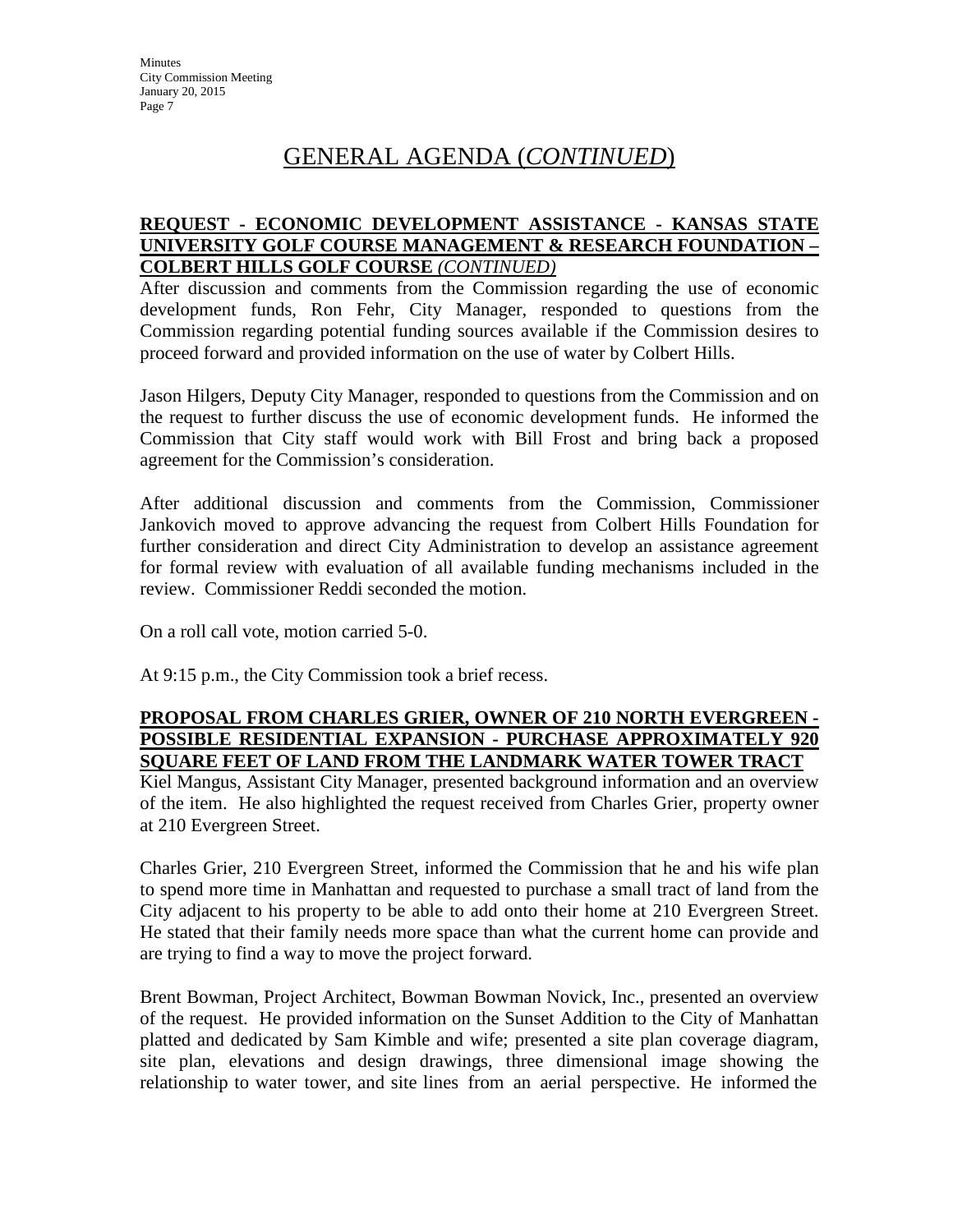# GENERAL AGENDA (*CONTINUED*)

**REQUEST - ECONOMIC DEVELOPMENT ASSISTANCE - KANSAS STATE UNIVERSITY GOLF COURSE MANAGEMENT & RESEARCH FOUNDATION – COLBERT HILLS GOLF COURSE** ***(CONTINUED)***

After discussion and comments from the Commission regarding the use of economic development funds, Ron Fehr, City Manager, responded to questions from the Commission regarding potential funding sources available if the Commission desires to proceed forward and provided information on the use of water by Colbert Hills.

Jason Hilgers, Deputy City Manager, responded to questions from the Commission and on the request to further discuss the use of economic development funds. He informed the Commission that City staff would work with Bill Frost and bring back a proposed agreement for the Commission's consideration.

After additional discussion and comments from the Commission, Commissioner Jankovich moved to approve advancing the request from Colbert Hills Foundation for further consideration and direct City Administration to develop an assistance agreement for formal review with evaluation of all available funding mechanisms included in the review. Commissioner Reddi seconded the motion.

On a roll call vote, motion carried 5-0.

At 9:15 p.m., the City Commission took a brief recess.

**PROPOSAL FROM CHARLES GRIER, OWNER OF 210 NORTH EVERGREEN - POSSIBLE RESIDENTIAL EXPANSION - PURCHASE APPROXIMATELY 920 SQUARE FEET OF LAND FROM THE LANDMARK WATER TOWER TRACT**

Kiel Mangus, Assistant City Manager, presented background information and an overview of the item. He also highlighted the request received from Charles Grier, property owner at 210 Evergreen Street.

Charles Grier, 210 Evergreen Street, informed the Commission that he and his wife plan to spend more time in Manhattan and requested to purchase a small tract of land from the City adjacent to his property to be able to add onto their home at 210 Evergreen Street. He stated that their family needs more space than what the current home can provide and are trying to find a way to move the project forward.

Brent Bowman, Project Architect, Bowman Bowman Novick, Inc., presented an overview of the request. He provided information on the Sunset Addition to the City of Manhattan platted and dedicated by Sam Kimble and wife; presented a site plan coverage diagram, site plan, elevations and design drawings, three dimensional image showing the relationship to water tower, and site lines from an aerial perspective. He informed the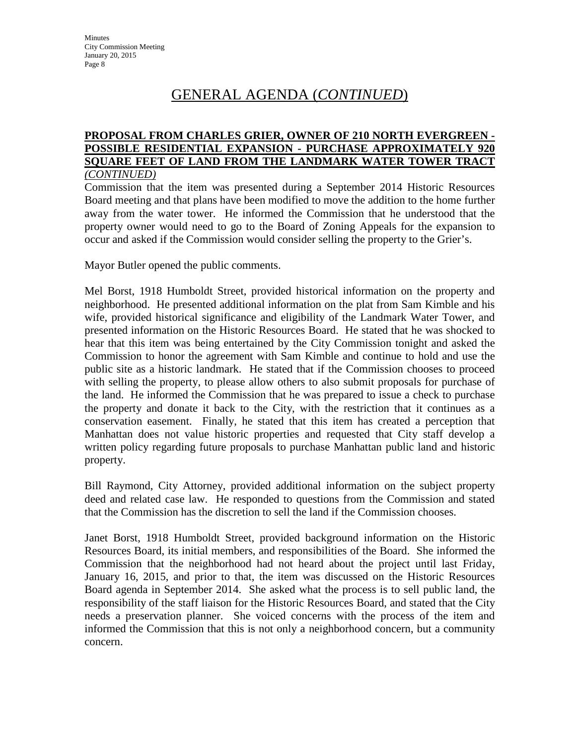# GENERAL AGENDA (*CONTINUED*)

**PROPOSAL FROM CHARLES GRIER, OWNER OF 210 NORTH EVERGREEN - POSSIBLE RESIDENTIAL EXPANSION - PURCHASE APPROXIMATELY 920 SQUARE FEET OF LAND FROM THE LANDMARK WATER TOWER TRACT** *(CONTINUED)*

Commission that the item was presented during a September 2014 Historic Resources Board meeting and that plans have been modified to move the addition to the home further away from the water tower. He informed the Commission that he understood that the property owner would need to go to the Board of Zoning Appeals for the expansion to occur and asked if the Commission would consider selling the property to the Grier's.

Mayor Butler opened the public comments.

Mel Borst, 1918 Humboldt Street, provided historical information on the property and neighborhood. He presented additional information on the plat from Sam Kimble and his wife, provided historical significance and eligibility of the Landmark Water Tower, and presented information on the Historic Resources Board. He stated that he was shocked to hear that this item was being entertained by the City Commission tonight and asked the Commission to honor the agreement with Sam Kimble and continue to hold and use the public site as a historic landmark. He stated that if the Commission chooses to proceed with selling the property, to please allow others to also submit proposals for purchase of the land. He informed the Commission that he was prepared to issue a check to purchase the property and donate it back to the City, with the restriction that it continues as a conservation easement. Finally, he stated that this item has created a perception that Manhattan does not value historic properties and requested that City staff develop a written policy regarding future proposals to purchase Manhattan public land and historic property.

Bill Raymond, City Attorney, provided additional information on the subject property deed and related case law. He responded to questions from the Commission and stated that the Commission has the discretion to sell the land if the Commission chooses.

Janet Borst, 1918 Humboldt Street, provided background information on the Historic Resources Board, its initial members, and responsibilities of the Board. She informed the Commission that the neighborhood had not heard about the project until last Friday, January 16, 2015, and prior to that, the item was discussed on the Historic Resources Board agenda in September 2014. She asked what the process is to sell public land, the responsibility of the staff liaison for the Historic Resources Board, and stated that the City needs a preservation planner. She voiced concerns with the process of the item and informed the Commission that this is not only a neighborhood concern, but a community concern.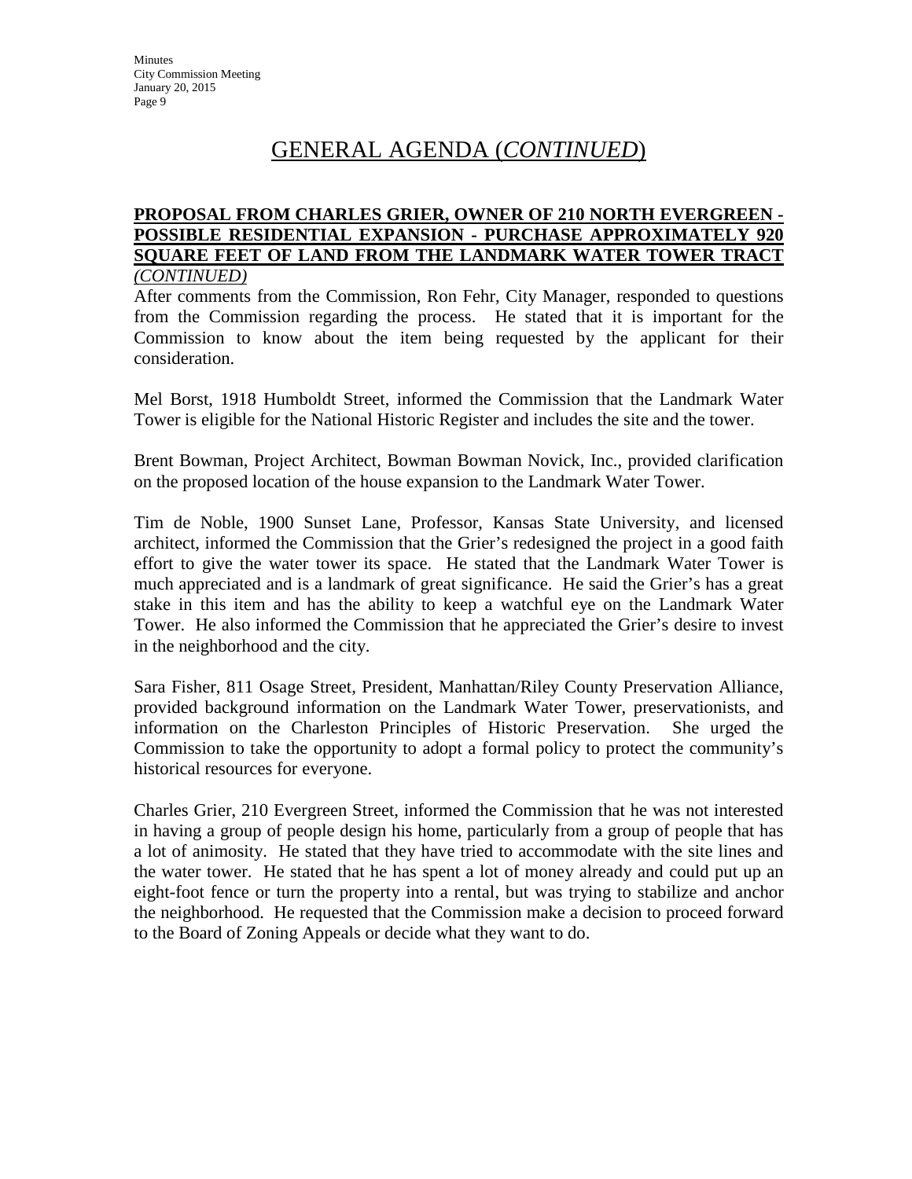# GENERAL AGENDA (*CONTINUED*)

**PROPOSAL FROM CHARLES GRIER, OWNER OF 210 NORTH EVERGREEN - POSSIBLE RESIDENTIAL EXPANSION - PURCHASE APPROXIMATELY 920 SQUARE FEET OF LAND FROM THE LANDMARK WATER TOWER TRACT** *(CONTINUED)*

After comments from the Commission, Ron Fehr, City Manager, responded to questions from the Commission regarding the process. He stated that it is important for the Commission to know about the item being requested by the applicant for their consideration.

Mel Borst, 1918 Humboldt Street, informed the Commission that the Landmark Water Tower is eligible for the National Historic Register and includes the site and the tower.

Brent Bowman, Project Architect, Bowman Bowman Novick, Inc., provided clarification on the proposed location of the house expansion to the Landmark Water Tower.

Tim de Noble, 1900 Sunset Lane, Professor, Kansas State University, and licensed architect, informed the Commission that the Grier's redesigned the project in a good faith effort to give the water tower its space. He stated that the Landmark Water Tower is much appreciated and is a landmark of great significance. He said the Grier's has a great stake in this item and has the ability to keep a watchful eye on the Landmark Water Tower. He also informed the Commission that he appreciated the Grier's desire to invest in the neighborhood and the city.

Sara Fisher, 811 Osage Street, President, Manhattan/Riley County Preservation Alliance, provided background information on the Landmark Water Tower, preservationists, and information on the Charleston Principles of Historic Preservation. She urged the Commission to take the opportunity to adopt a formal policy to protect the community's historical resources for everyone.

Charles Grier, 210 Evergreen Street, informed the Commission that he was not interested in having a group of people design his home, particularly from a group of people that has a lot of animosity. He stated that they have tried to accommodate with the site lines and the water tower. He stated that he has spent a lot of money already and could put up an eight-foot fence or turn the property into a rental, but was trying to stabilize and anchor the neighborhood. He requested that the Commission make a decision to proceed forward to the Board of Zoning Appeals or decide what they want to do.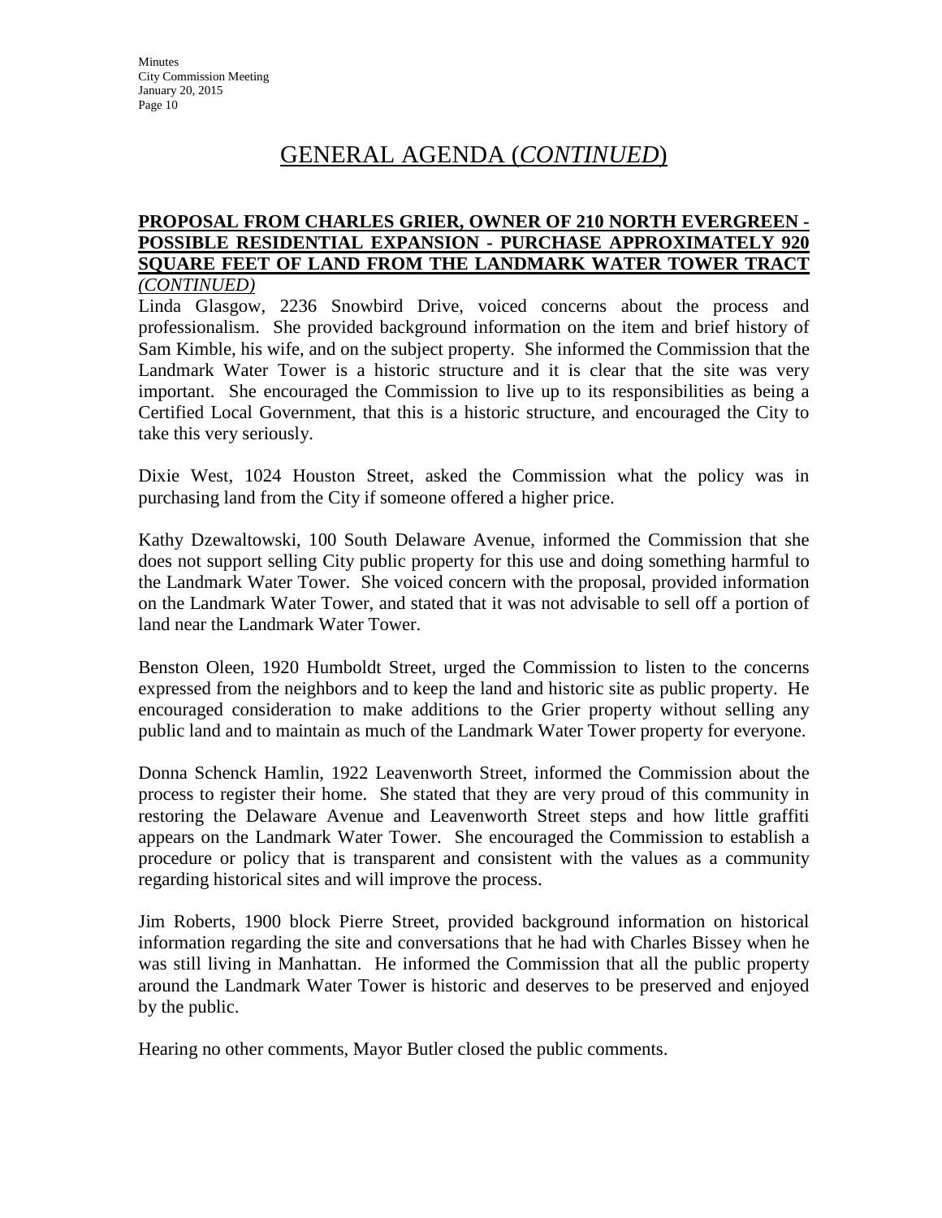## GENERAL AGENDA (*CONTINUED*)

**PROPOSAL FROM CHARLES GRIER, OWNER OF 210 NORTH EVERGREEN - POSSIBLE RESIDENTIAL EXPANSION - PURCHASE APPROXIMATELY 920 SQUARE FEET OF LAND FROM THE LANDMARK WATER TOWER TRACT** *(CONTINUED)*

Linda Glasgow, 2236 Snowbird Drive, voiced concerns about the process and professionalism. She provided background information on the item and brief history of Sam Kimble, his wife, and on the subject property. She informed the Commission that the Landmark Water Tower is a historic structure and it is clear that the site was very important. She encouraged the Commission to live up to its responsibilities as being a Certified Local Government, that this is a historic structure, and encouraged the City to take this very seriously.

Dixie West, 1024 Houston Street, asked the Commission what the policy was in purchasing land from the City if someone offered a higher price.

Kathy Dzewaltowski, 100 South Delaware Avenue, informed the Commission that she does not support selling City public property for this use and doing something harmful to the Landmark Water Tower. She voiced concern with the proposal, provided information on the Landmark Water Tower, and stated that it was not advisable to sell off a portion of land near the Landmark Water Tower.

Benston Oleen, 1920 Humboldt Street, urged the Commission to listen to the concerns expressed from the neighbors and to keep the land and historic site as public property. He encouraged consideration to make additions to the Grier property without selling any public land and to maintain as much of the Landmark Water Tower property for everyone.

Donna Schenck Hamlin, 1922 Leavenworth Street, informed the Commission about the process to register their home. She stated that they are very proud of this community in restoring the Delaware Avenue and Leavenworth Street steps and how little graffiti appears on the Landmark Water Tower. She encouraged the Commission to establish a procedure or policy that is transparent and consistent with the values as a community regarding historical sites and will improve the process.

Jim Roberts, 1900 block Pierre Street, provided background information on historical information regarding the site and conversations that he had with Charles Bissey when he was still living in Manhattan. He informed the Commission that all the public property around the Landmark Water Tower is historic and deserves to be preserved and enjoyed by the public.

Hearing no other comments, Mayor Butler closed the public comments.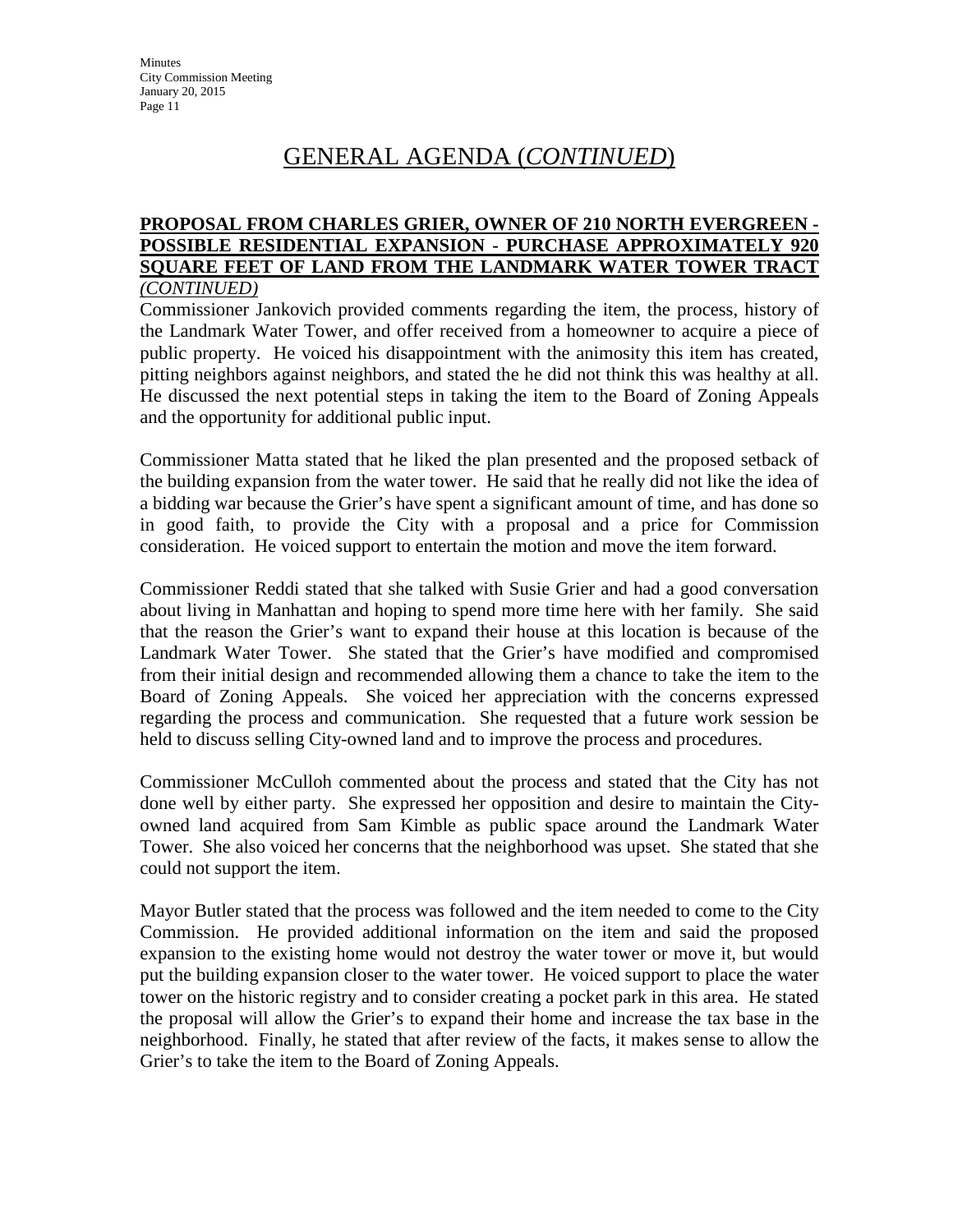# GENERAL AGENDA (*CONTINUED*)

**PROPOSAL FROM CHARLES GRIER, OWNER OF 210 NORTH EVERGREEN - POSSIBLE RESIDENTIAL EXPANSION - PURCHASE APPROXIMATELY 920 SQUARE FEET OF LAND FROM THE LANDMARK WATER TOWER TRACT** *(CONTINUED)*

Commissioner Jankovich provided comments regarding the item, the process, history of the Landmark Water Tower, and offer received from a homeowner to acquire a piece of public property. He voiced his disappointment with the animosity this item has created, pitting neighbors against neighbors, and stated the he did not think this was healthy at all. He discussed the next potential steps in taking the item to the Board of Zoning Appeals and the opportunity for additional public input.

Commissioner Matta stated that he liked the plan presented and the proposed setback of the building expansion from the water tower. He said that he really did not like the idea of a bidding war because the Grier's have spent a significant amount of time, and has done so in good faith, to provide the City with a proposal and a price for Commission consideration. He voiced support to entertain the motion and move the item forward.

Commissioner Reddi stated that she talked with Susie Grier and had a good conversation about living in Manhattan and hoping to spend more time here with her family. She said that the reason the Grier's want to expand their house at this location is because of the Landmark Water Tower. She stated that the Grier's have modified and compromised from their initial design and recommended allowing them a chance to take the item to the Board of Zoning Appeals. She voiced her appreciation with the concerns expressed regarding the process and communication. She requested that a future work session be held to discuss selling City-owned land and to improve the process and procedures.

Commissioner McCulloh commented about the process and stated that the City has not done well by either party. She expressed her opposition and desire to maintain the City-owned land acquired from Sam Kimble as public space around the Landmark Water Tower. She also voiced her concerns that the neighborhood was upset. She stated that she could not support the item.

Mayor Butler stated that the process was followed and the item needed to come to the City Commission. He provided additional information on the item and said the proposed expansion to the existing home would not destroy the water tower or move it, but would put the building expansion closer to the water tower. He voiced support to place the water tower on the historic registry and to consider creating a pocket park in this area. He stated the proposal will allow the Grier's to expand their home and increase the tax base in the neighborhood. Finally, he stated that after review of the facts, it makes sense to allow the Grier's to take the item to the Board of Zoning Appeals.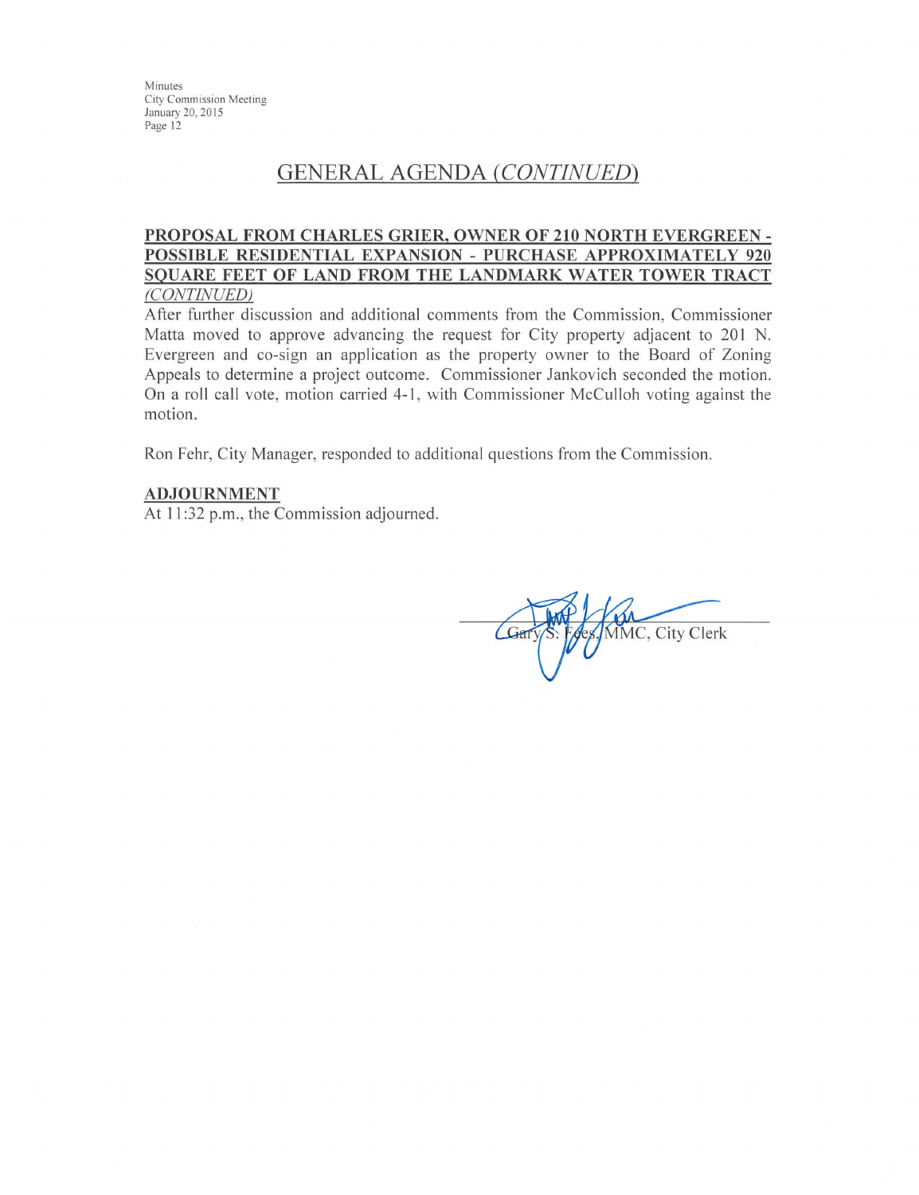## GENERAL AGENDA *(CONTINUED)*

**PROPOSAL FROM CHARLES GRIER, OWNER OF 210 NORTH EVERGREEN - POSSIBLE RESIDENTIAL EXPANSION - PURCHASE APPROXIMATELY 920 SQUARE FEET OF LAND FROM THE LANDMARK WATER TOWER TRACT** *(CONTINUED)*

After further discussion and additional comments from the Commission, Commissioner Matta moved to approve advancing the request for City property adjacent to 201 N. Evergreen and co-sign an application as the property owner to the Board of Zoning Appeals to determine a project outcome. Commissioner Jankovich seconded the motion. On a roll call vote, motion carried 4-1, with Commissioner McCulloh voting against the motion.

Ron Fehr, City Manager, responded to additional questions from the Commission.

**ADJOURNMENT**

At 11:32 p.m., the Commission adjourned.

Gary S. Fees, MMC, City Clerk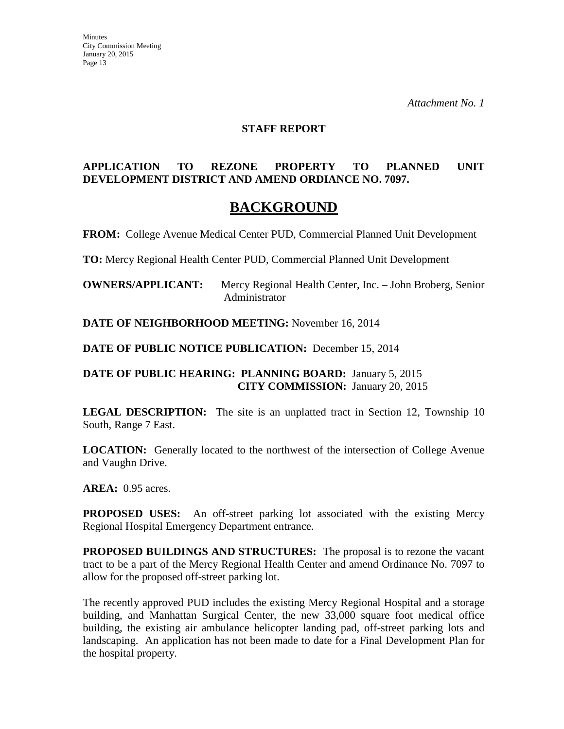*Attachment No. 1*

**STAFF REPORT**

**APPLICATION TO REZONE PROPERTY TO PLANNED UNIT DEVELOPMENT DISTRICT AND AMEND ORDIANCE NO. 7097.**

# BACKGROUND

**FROM:** College Avenue Medical Center PUD, Commercial Planned Unit Development

**TO:** Mercy Regional Health Center PUD, Commercial Planned Unit Development

**OWNERS/APPLICANT:** Mercy Regional Health Center, Inc. – John Broberg, Senior Administrator

**DATE OF NEIGHBORHOOD MEETING:** November 16, 2014

**DATE OF PUBLIC NOTICE PUBLICATION:** December 15, 2014

**DATE OF PUBLIC HEARING: PLANNING BOARD:** January 5, 2015
**CITY COMMISSION:** January 20, 2015

**LEGAL DESCRIPTION:** The site is an unplatted tract in Section 12, Township 10 South, Range 7 East.

**LOCATION:** Generally located to the northwest of the intersection of College Avenue and Vaughn Drive.

**AREA:** 0.95 acres.

**PROPOSED USES:** An off-street parking lot associated with the existing Mercy Regional Hospital Emergency Department entrance.

**PROPOSED BUILDINGS AND STRUCTURES:** The proposal is to rezone the vacant tract to be a part of the Mercy Regional Health Center and amend Ordinance No. 7097 to allow for the proposed off-street parking lot.

The recently approved PUD includes the existing Mercy Regional Hospital and a storage building, and Manhattan Surgical Center, the new 33,000 square foot medical office building, the existing air ambulance helicopter landing pad, off-street parking lots and landscaping. An application has not been made to date for a Final Development Plan for the hospital property.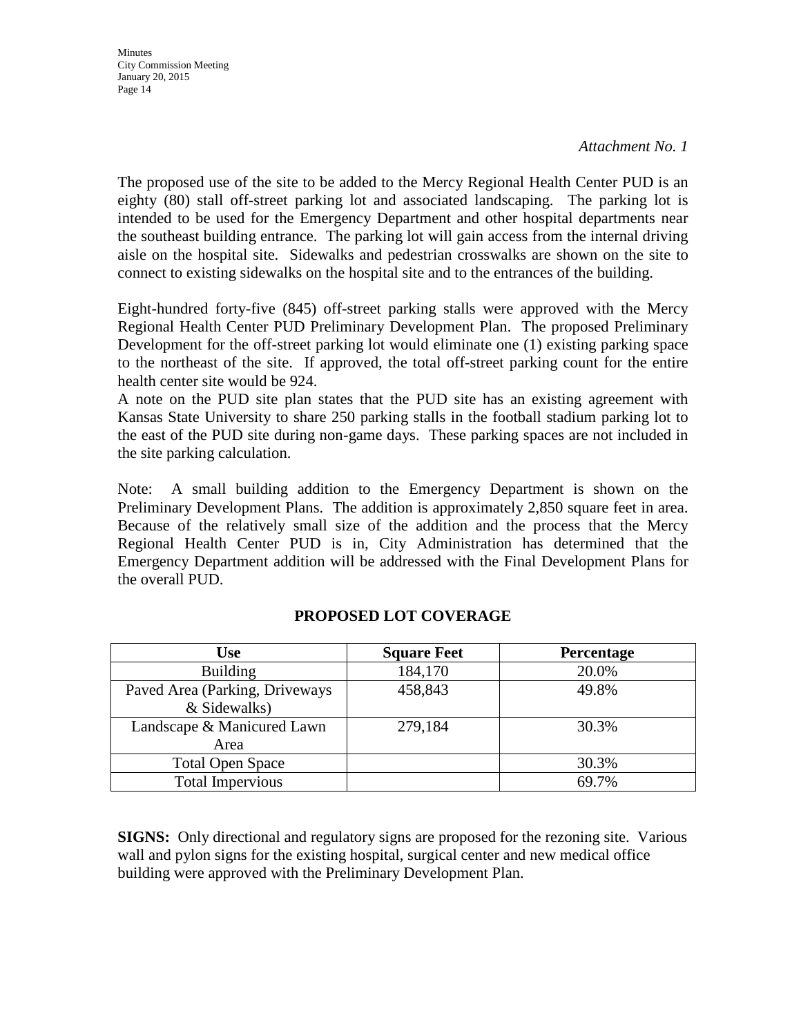*Attachment No. 1*

The proposed use of the site to be added to the Mercy Regional Health Center PUD is an eighty (80) stall off-street parking lot and associated landscaping. The parking lot is intended to be used for the Emergency Department and other hospital departments near the southeast building entrance. The parking lot will gain access from the internal driving aisle on the hospital site. Sidewalks and pedestrian crosswalks are shown on the site to connect to existing sidewalks on the hospital site and to the entrances of the building.

Eight-hundred forty-five (845) off-street parking stalls were approved with the Mercy Regional Health Center PUD Preliminary Development Plan. The proposed Preliminary Development for the off-street parking lot would eliminate one (1) existing parking space to the northeast of the site. If approved, the total off-street parking count for the entire health center site would be 924.
A note on the PUD site plan states that the PUD site has an existing agreement with Kansas State University to share 250 parking stalls in the football stadium parking lot to the east of the PUD site during non-game days. These parking spaces are not included in the site parking calculation.

Note: A small building addition to the Emergency Department is shown on the Preliminary Development Plans. The addition is approximately 2,850 square feet in area. Because of the relatively small size of the addition and the process that the Mercy Regional Health Center PUD is in, City Administration has determined that the Emergency Department addition will be addressed with the Final Development Plans for the overall PUD.

**PROPOSED LOT COVERAGE**

| Use | Square Feet | Percentage |
|---|---|---|
| Building | 184,170 | 20.0% |
| Paved Area (Parking, Driveways & Sidewalks) | 458,843 | 49.8% |
| Landscape & Manicured Lawn Area | 279,184 | 30.3% |
| Total Open Space | | 30.3% |
| Total Impervious | | 69.7% |

**SIGNS:** Only directional and regulatory signs are proposed for the rezoning site. Various wall and pylon signs for the existing hospital, surgical center and new medical office building were approved with the Preliminary Development Plan.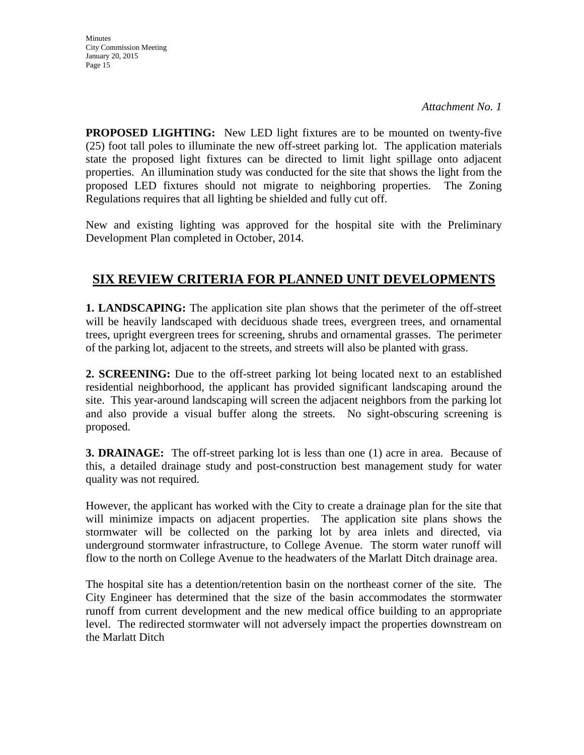*Attachment No. 1*

**PROPOSED LIGHTING:** New LED light fixtures are to be mounted on twenty-five (25) foot tall poles to illuminate the new off-street parking lot. The application materials state the proposed light fixtures can be directed to limit light spillage onto adjacent properties. An illumination study was conducted for the site that shows the light from the proposed LED fixtures should not migrate to neighboring properties. The Zoning Regulations requires that all lighting be shielded and fully cut off.

New and existing lighting was approved for the hospital site with the Preliminary Development Plan completed in October, 2014.

## SIX REVIEW CRITERIA FOR PLANNED UNIT DEVELOPMENTS

**1. LANDSCAPING:** The application site plan shows that the perimeter of the off-street will be heavily landscaped with deciduous shade trees, evergreen trees, and ornamental trees, upright evergreen trees for screening, shrubs and ornamental grasses. The perimeter of the parking lot, adjacent to the streets, and streets will also be planted with grass.

**2. SCREENING:** Due to the off-street parking lot being located next to an established residential neighborhood, the applicant has provided significant landscaping around the site. This year-around landscaping will screen the adjacent neighbors from the parking lot and also provide a visual buffer along the streets. No sight-obscuring screening is proposed.

**3. DRAINAGE:** The off-street parking lot is less than one (1) acre in area. Because of this, a detailed drainage study and post-construction best management study for water quality was not required.

However, the applicant has worked with the City to create a drainage plan for the site that will minimize impacts on adjacent properties. The application site plans shows the stormwater will be collected on the parking lot by area inlets and directed, via underground stormwater infrastructure, to College Avenue. The storm water runoff will flow to the north on College Avenue to the headwaters of the Marlatt Ditch drainage area.

The hospital site has a detention/retention basin on the northeast corner of the site. The City Engineer has determined that the size of the basin accommodates the stormwater runoff from current development and the new medical office building to an appropriate level. The redirected stormwater will not adversely impact the properties downstream on the Marlatt Ditch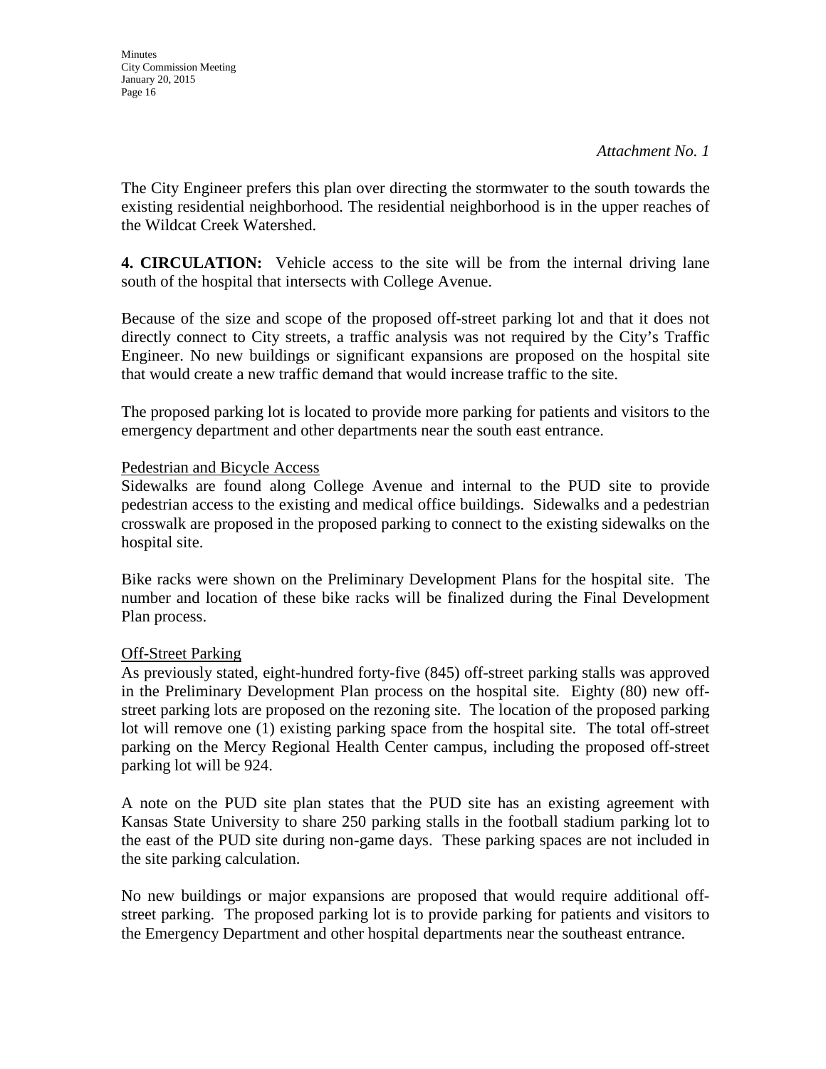*Attachment No. 1*

The City Engineer prefers this plan over directing the stormwater to the south towards the existing residential neighborhood. The residential neighborhood is in the upper reaches of the Wildcat Creek Watershed.

**4. CIRCULATION:** Vehicle access to the site will be from the internal driving lane south of the hospital that intersects with College Avenue.

Because of the size and scope of the proposed off-street parking lot and that it does not directly connect to City streets, a traffic analysis was not required by the City's Traffic Engineer. No new buildings or significant expansions are proposed on the hospital site that would create a new traffic demand that would increase traffic to the site.

The proposed parking lot is located to provide more parking for patients and visitors to the emergency department and other departments near the south east entrance.

<u>Pedestrian and Bicycle Access</u>

Sidewalks are found along College Avenue and internal to the PUD site to provide pedestrian access to the existing and medical office buildings. Sidewalks and a pedestrian crosswalk are proposed in the proposed parking to connect to the existing sidewalks on the hospital site.

Bike racks were shown on the Preliminary Development Plans for the hospital site. The number and location of these bike racks will be finalized during the Final Development Plan process.

<u>Off-Street Parking</u>

As previously stated, eight-hundred forty-five (845) off-street parking stalls was approved in the Preliminary Development Plan process on the hospital site. Eighty (80) new off-street parking lots are proposed on the rezoning site. The location of the proposed parking lot will remove one (1) existing parking space from the hospital site. The total off-street parking on the Mercy Regional Health Center campus, including the proposed off-street parking lot will be 924.

A note on the PUD site plan states that the PUD site has an existing agreement with Kansas State University to share 250 parking stalls in the football stadium parking lot to the east of the PUD site during non-game days. These parking spaces are not included in the site parking calculation.

No new buildings or major expansions are proposed that would require additional off-street parking. The proposed parking lot is to provide parking for patients and visitors to the Emergency Department and other hospital departments near the southeast entrance.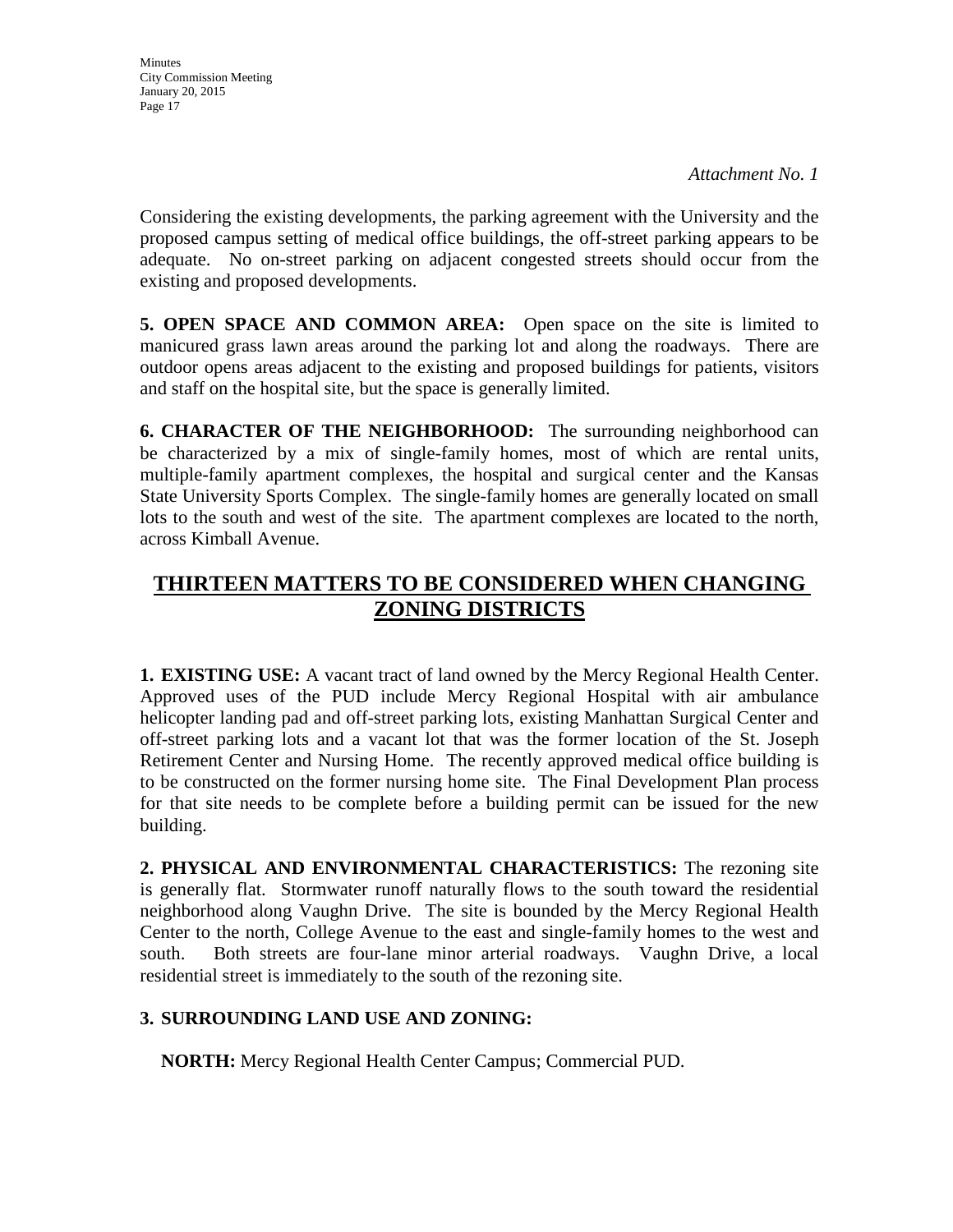*Attachment No. 1*

Considering the existing developments, the parking agreement with the University and the proposed campus setting of medical office buildings, the off-street parking appears to be adequate. No on-street parking on adjacent congested streets should occur from the existing and proposed developments.

**5. OPEN SPACE AND COMMON AREA:** Open space on the site is limited to manicured grass lawn areas around the parking lot and along the roadways. There are outdoor opens areas adjacent to the existing and proposed buildings for patients, visitors and staff on the hospital site, but the space is generally limited.

**6. CHARACTER OF THE NEIGHBORHOOD:** The surrounding neighborhood can be characterized by a mix of single-family homes, most of which are rental units, multiple-family apartment complexes, the hospital and surgical center and the Kansas State University Sports Complex. The single-family homes are generally located on small lots to the south and west of the site. The apartment complexes are located to the north, across Kimball Avenue.

## THIRTEEN MATTERS TO BE CONSIDERED WHEN CHANGING ZONING DISTRICTS

**1. EXISTING USE:** A vacant tract of land owned by the Mercy Regional Health Center. Approved uses of the PUD include Mercy Regional Hospital with air ambulance helicopter landing pad and off-street parking lots, existing Manhattan Surgical Center and off-street parking lots and a vacant lot that was the former location of the St. Joseph Retirement Center and Nursing Home. The recently approved medical office building is to be constructed on the former nursing home site. The Final Development Plan process for that site needs to be complete before a building permit can be issued for the new building.

**2. PHYSICAL AND ENVIRONMENTAL CHARACTERISTICS:** The rezoning site is generally flat. Stormwater runoff naturally flows to the south toward the residential neighborhood along Vaughn Drive. The site is bounded by the Mercy Regional Health Center to the north, College Avenue to the east and single-family homes to the west and south. Both streets are four-lane minor arterial roadways. Vaughn Drive, a local residential street is immediately to the south of the rezoning site.

**3. SURROUNDING LAND USE AND ZONING:**

**NORTH:** Mercy Regional Health Center Campus; Commercial PUD.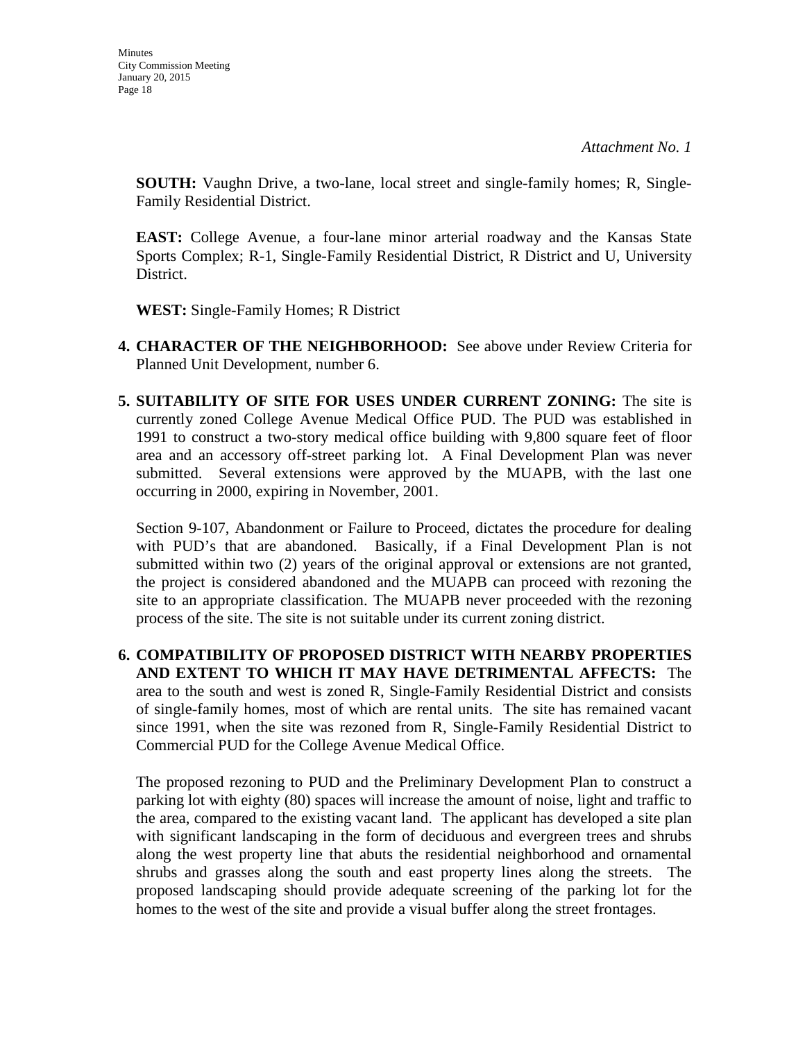*Attachment No. 1*

**SOUTH:** Vaughn Drive, a two-lane, local street and single-family homes; R, Single-Family Residential District.

**EAST:** College Avenue, a four-lane minor arterial roadway and the Kansas State Sports Complex; R-1, Single-Family Residential District, R District and U, University District.

**WEST:** Single-Family Homes; R District

4. **CHARACTER OF THE NEIGHBORHOOD:** See above under Review Criteria for Planned Unit Development, number 6.

5. **SUITABILITY OF SITE FOR USES UNDER CURRENT ZONING:** The site is currently zoned College Avenue Medical Office PUD. The PUD was established in 1991 to construct a two-story medical office building with 9,800 square feet of floor area and an accessory off-street parking lot. A Final Development Plan was never submitted. Several extensions were approved by the MUAPB, with the last one occurring in 2000, expiring in November, 2001.

   Section 9-107, Abandonment or Failure to Proceed, dictates the procedure for dealing with PUD's that are abandoned. Basically, if a Final Development Plan is not submitted within two (2) years of the original approval or extensions are not granted, the project is considered abandoned and the MUAPB can proceed with rezoning the site to an appropriate classification. The MUAPB never proceeded with the rezoning process of the site. The site is not suitable under its current zoning district.

6. **COMPATIBILITY OF PROPOSED DISTRICT WITH NEARBY PROPERTIES AND EXTENT TO WHICH IT MAY HAVE DETRIMENTAL AFFECTS:** The area to the south and west is zoned R, Single-Family Residential District and consists of single-family homes, most of which are rental units. The site has remained vacant since 1991, when the site was rezoned from R, Single-Family Residential District to Commercial PUD for the College Avenue Medical Office.

   The proposed rezoning to PUD and the Preliminary Development Plan to construct a parking lot with eighty (80) spaces will increase the amount of noise, light and traffic to the area, compared to the existing vacant land. The applicant has developed a site plan with significant landscaping in the form of deciduous and evergreen trees and shrubs along the west property line that abuts the residential neighborhood and ornamental shrubs and grasses along the south and east property lines along the streets. The proposed landscaping should provide adequate screening of the parking lot for the homes to the west of the site and provide a visual buffer along the street frontages.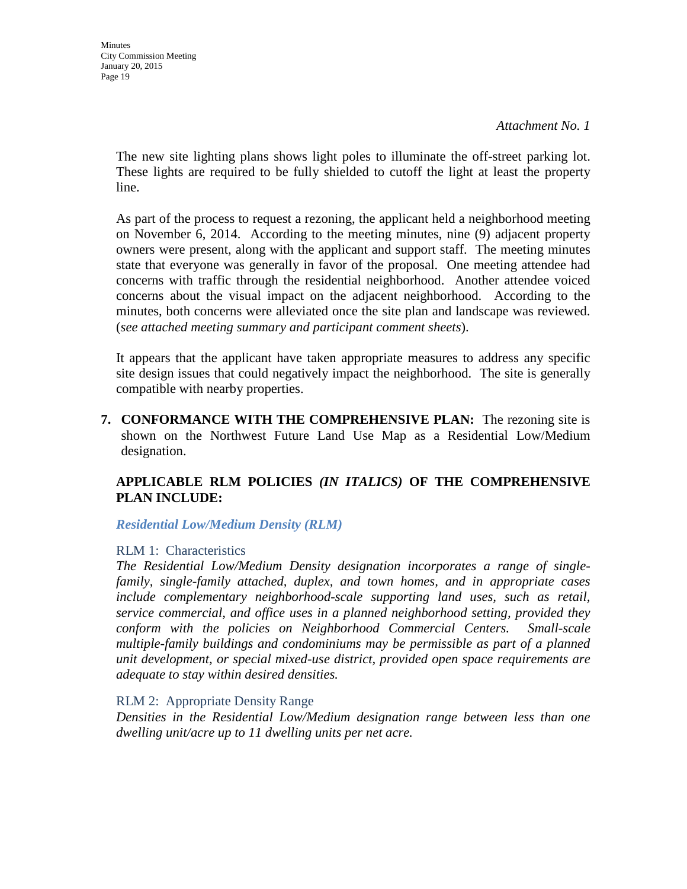*Attachment No. 1*

The new site lighting plans shows light poles to illuminate the off-street parking lot. These lights are required to be fully shielded to cutoff the light at least the property line.

As part of the process to request a rezoning, the applicant held a neighborhood meeting on November 6, 2014. According to the meeting minutes, nine (9) adjacent property owners were present, along with the applicant and support staff. The meeting minutes state that everyone was generally in favor of the proposal. One meeting attendee had concerns with traffic through the residential neighborhood. Another attendee voiced concerns about the visual impact on the adjacent neighborhood. According to the minutes, both concerns were alleviated once the site plan and landscape was reviewed. (*see attached meeting summary and participant comment sheets*).

It appears that the applicant have taken appropriate measures to address any specific site design issues that could negatively impact the neighborhood. The site is generally compatible with nearby properties.

7. **CONFORMANCE WITH THE COMPREHENSIVE PLAN:** The rezoning site is shown on the Northwest Future Land Use Map as a Residential Low/Medium designation.

**APPLICABLE RLM POLICIES *(IN ITALICS)* OF THE COMPREHENSIVE PLAN INCLUDE:**

***Residential Low/Medium Density (RLM)***

RLM 1: Characteristics

*The Residential Low/Medium Density designation incorporates a range of single-family, single-family attached, duplex, and town homes, and in appropriate cases include complementary neighborhood-scale supporting land uses, such as retail, service commercial, and office uses in a planned neighborhood setting, provided they conform with the policies on Neighborhood Commercial Centers. Small-scale multiple-family buildings and condominiums may be permissible as part of a planned unit development, or special mixed-use district, provided open space requirements are adequate to stay within desired densities.*

RLM 2: Appropriate Density Range

*Densities in the Residential Low/Medium designation range between less than one dwelling unit/acre up to 11 dwelling units per net acre.*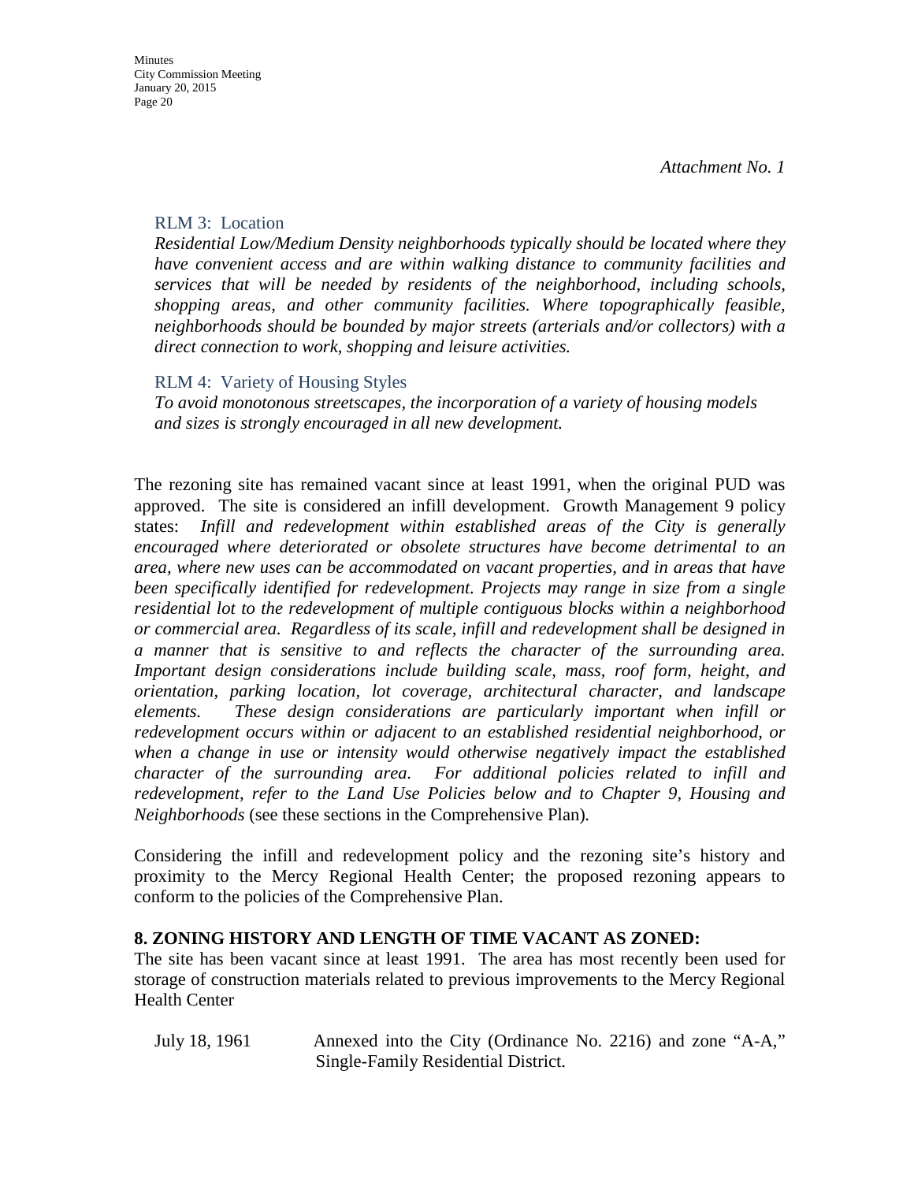*Attachment No. 1*

RLM 3: Location

*Residential Low/Medium Density neighborhoods typically should be located where they have convenient access and are within walking distance to community facilities and services that will be needed by residents of the neighborhood, including schools, shopping areas, and other community facilities. Where topographically feasible, neighborhoods should be bounded by major streets (arterials and/or collectors) with a direct connection to work, shopping and leisure activities.*

RLM 4: Variety of Housing Styles

*To avoid monotonous streetscapes, the incorporation of a variety of housing models and sizes is strongly encouraged in all new development.*

The rezoning site has remained vacant since at least 1991, when the original PUD was approved. The site is considered an infill development. Growth Management 9 policy states: *Infill and redevelopment within established areas of the City is generally encouraged where deteriorated or obsolete structures have become detrimental to an area, where new uses can be accommodated on vacant properties, and in areas that have been specifically identified for redevelopment. Projects may range in size from a single residential lot to the redevelopment of multiple contiguous blocks within a neighborhood or commercial area. Regardless of its scale, infill and redevelopment shall be designed in a manner that is sensitive to and reflects the character of the surrounding area. Important design considerations include building scale, mass, roof form, height, and orientation, parking location, lot coverage, architectural character, and landscape elements. These design considerations are particularly important when infill or redevelopment occurs within or adjacent to an established residential neighborhood, or when a change in use or intensity would otherwise negatively impact the established character of the surrounding area. For additional policies related to infill and redevelopment, refer to the Land Use Policies below and to Chapter 9, Housing and Neighborhoods* (see these sections in the Comprehensive Plan).

Considering the infill and redevelopment policy and the rezoning site's history and proximity to the Mercy Regional Health Center; the proposed rezoning appears to conform to the policies of the Comprehensive Plan.

**8. ZONING HISTORY AND LENGTH OF TIME VACANT AS ZONED:**

The site has been vacant since at least 1991. The area has most recently been used for storage of construction materials related to previous improvements to the Mercy Regional Health Center

July 18, 1961 Annexed into the City (Ordinance No. 2216) and zone "A-A," Single-Family Residential District.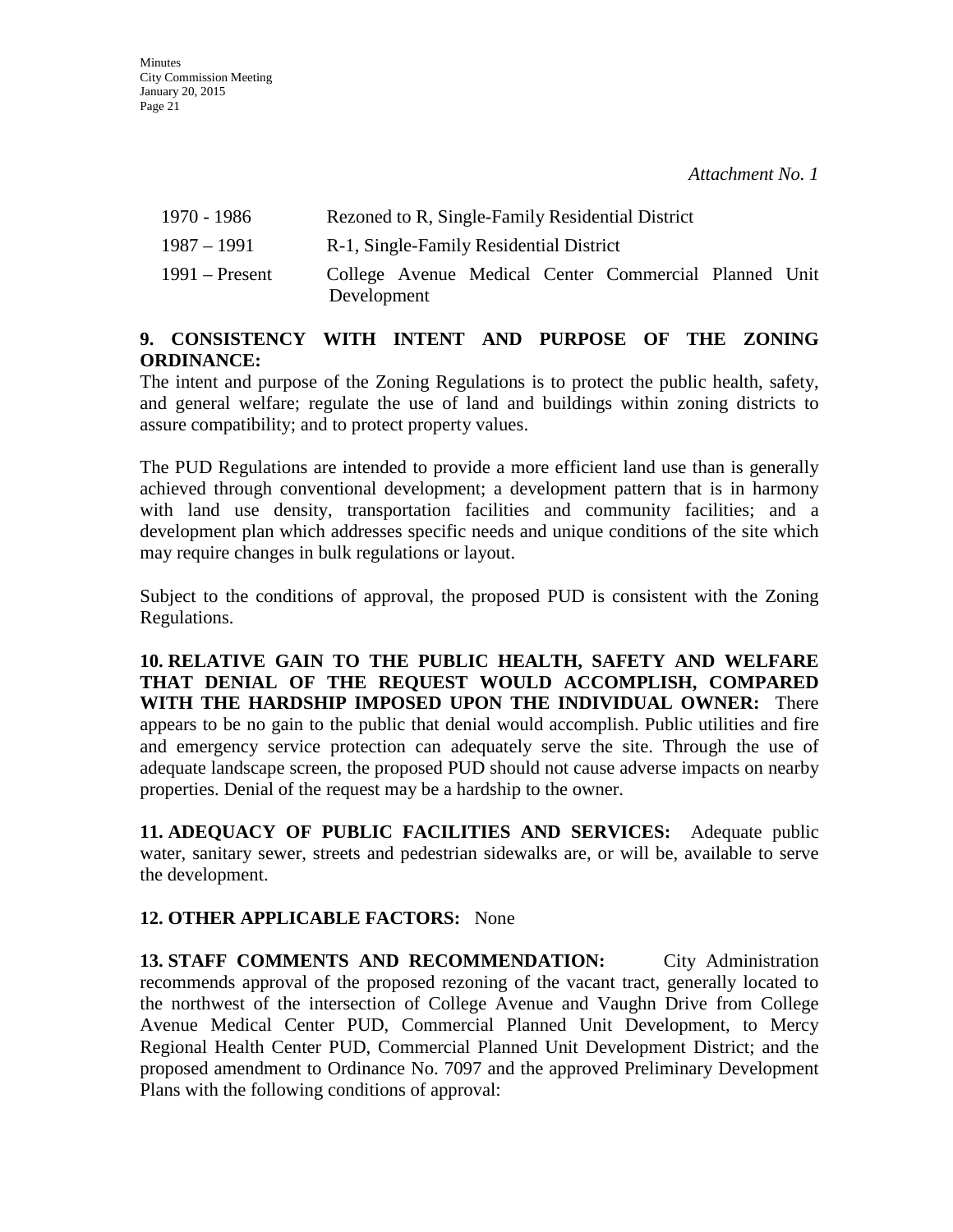*Attachment No. 1*

| | |
|---|---|
| 1970 - 1986 | Rezoned to R, Single-Family Residential District |
| 1987 – 1991 | R-1, Single-Family Residential District |
| 1991 – Present | College Avenue Medical Center Commercial Planned Unit Development |

**9. CONSISTENCY WITH INTENT AND PURPOSE OF THE ZONING ORDINANCE:**
The intent and purpose of the Zoning Regulations is to protect the public health, safety, and general welfare; regulate the use of land and buildings within zoning districts to assure compatibility; and to protect property values.

The PUD Regulations are intended to provide a more efficient land use than is generally achieved through conventional development; a development pattern that is in harmony with land use density, transportation facilities and community facilities; and a development plan which addresses specific needs and unique conditions of the site which may require changes in bulk regulations or layout.

Subject to the conditions of approval, the proposed PUD is consistent with the Zoning Regulations.

**10. RELATIVE GAIN TO THE PUBLIC HEALTH, SAFETY AND WELFARE THAT DENIAL OF THE REQUEST WOULD ACCOMPLISH, COMPARED WITH THE HARDSHIP IMPOSED UPON THE INDIVIDUAL OWNER:** There appears to be no gain to the public that denial would accomplish. Public utilities and fire and emergency service protection can adequately serve the site. Through the use of adequate landscape screen, the proposed PUD should not cause adverse impacts on nearby properties. Denial of the request may be a hardship to the owner.

**11. ADEQUACY OF PUBLIC FACILITIES AND SERVICES:** Adequate public water, sanitary sewer, streets and pedestrian sidewalks are, or will be, available to serve the development.

**12. OTHER APPLICABLE FACTORS:** None

**13. STAFF COMMENTS AND RECOMMENDATION:** City Administration recommends approval of the proposed rezoning of the vacant tract, generally located to the northwest of the intersection of College Avenue and Vaughn Drive from College Avenue Medical Center PUD, Commercial Planned Unit Development, to Mercy Regional Health Center PUD, Commercial Planned Unit Development District; and the proposed amendment to Ordinance No. 7097 and the approved Preliminary Development Plans with the following conditions of approval: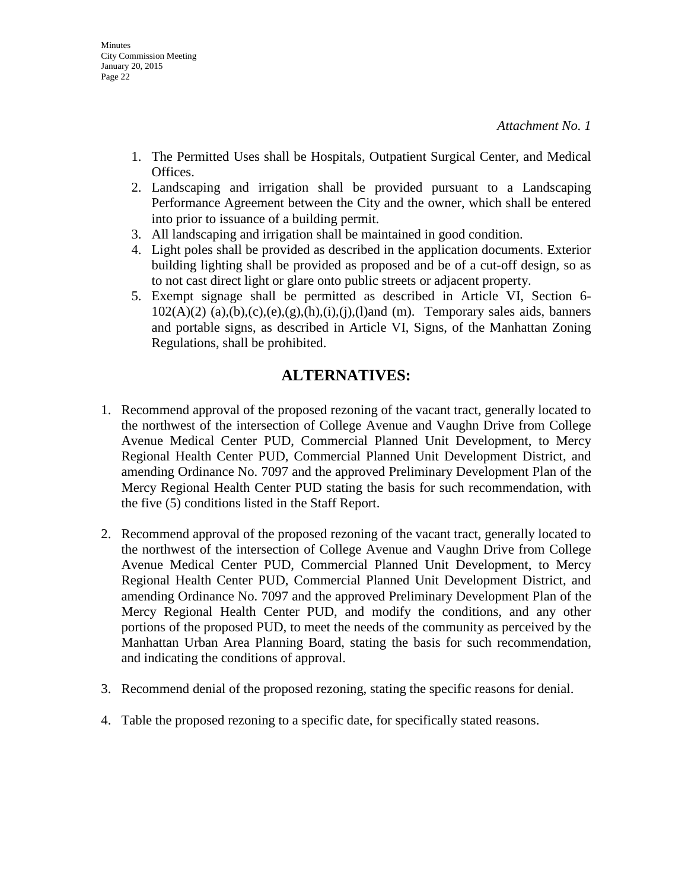*Attachment No. 1*

1. The Permitted Uses shall be Hospitals, Outpatient Surgical Center, and Medical Offices.
2. Landscaping and irrigation shall be provided pursuant to a Landscaping Performance Agreement between the City and the owner, which shall be entered into prior to issuance of a building permit.
3. All landscaping and irrigation shall be maintained in good condition.
4. Light poles shall be provided as described in the application documents. Exterior building lighting shall be provided as proposed and be of a cut-off design, so as to not cast direct light or glare onto public streets or adjacent property.
5. Exempt signage shall be permitted as described in Article VI, Section 6-102(A)(2) (a),(b),(c),(e),(g),(h),(i),(j),(l)and (m). Temporary sales aids, banners and portable signs, as described in Article VI, Signs, of the Manhattan Zoning Regulations, shall be prohibited.

## ALTERNATIVES:

1. Recommend approval of the proposed rezoning of the vacant tract, generally located to the northwest of the intersection of College Avenue and Vaughn Drive from College Avenue Medical Center PUD, Commercial Planned Unit Development, to Mercy Regional Health Center PUD, Commercial Planned Unit Development District, and amending Ordinance No. 7097 and the approved Preliminary Development Plan of the Mercy Regional Health Center PUD stating the basis for such recommendation, with the five (5) conditions listed in the Staff Report.

2. Recommend approval of the proposed rezoning of the vacant tract, generally located to the northwest of the intersection of College Avenue and Vaughn Drive from College Avenue Medical Center PUD, Commercial Planned Unit Development, to Mercy Regional Health Center PUD, Commercial Planned Unit Development District, and amending Ordinance No. 7097 and the approved Preliminary Development Plan of the Mercy Regional Health Center PUD, and modify the conditions, and any other portions of the proposed PUD, to meet the needs of the community as perceived by the Manhattan Urban Area Planning Board, stating the basis for such recommendation, and indicating the conditions of approval.

3. Recommend denial of the proposed rezoning, stating the specific reasons for denial.

4. Table the proposed rezoning to a specific date, for specifically stated reasons.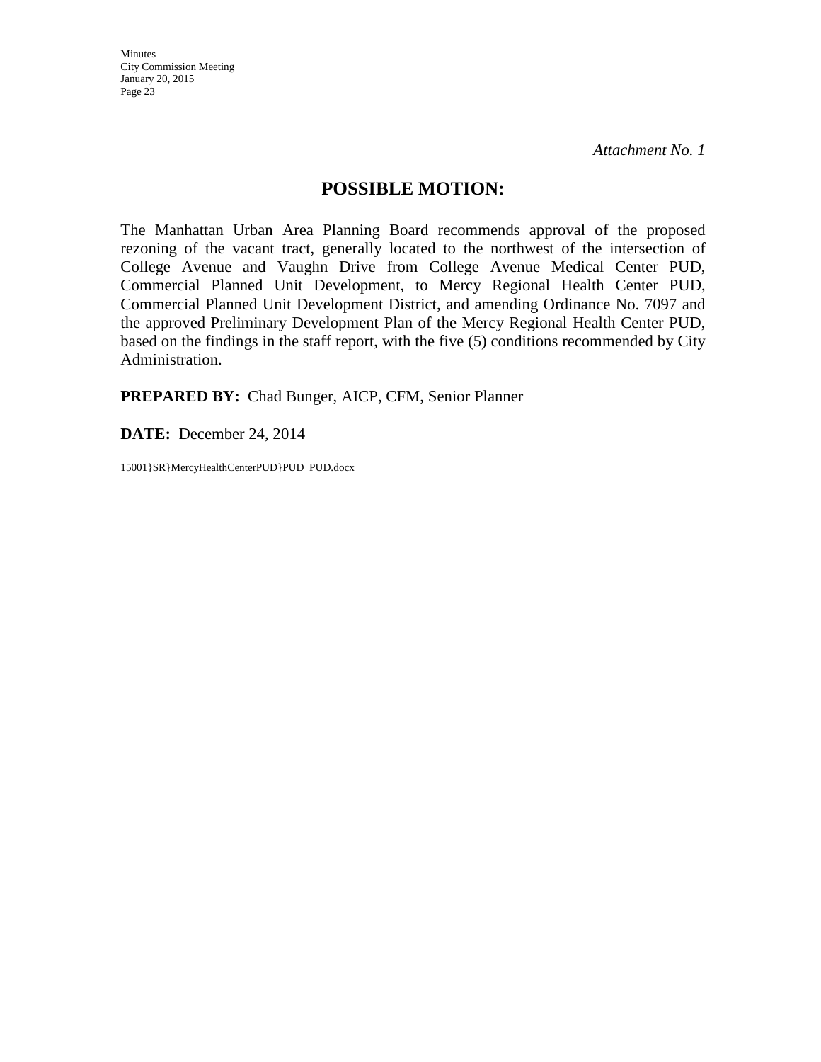*Attachment No. 1*

## POSSIBLE MOTION:

The Manhattan Urban Area Planning Board recommends approval of the proposed rezoning of the vacant tract, generally located to the northwest of the intersection of College Avenue and Vaughn Drive from College Avenue Medical Center PUD, Commercial Planned Unit Development, to Mercy Regional Health Center PUD, Commercial Planned Unit Development District, and amending Ordinance No. 7097 and the approved Preliminary Development Plan of the Mercy Regional Health Center PUD, based on the findings in the staff report, with the five (5) conditions recommended by City Administration.

**PREPARED BY:** Chad Bunger, AICP, CFM, Senior Planner

**DATE:** December 24, 2014

15001}SR}MercyHealthCenterPUD}PUD_PUD.docx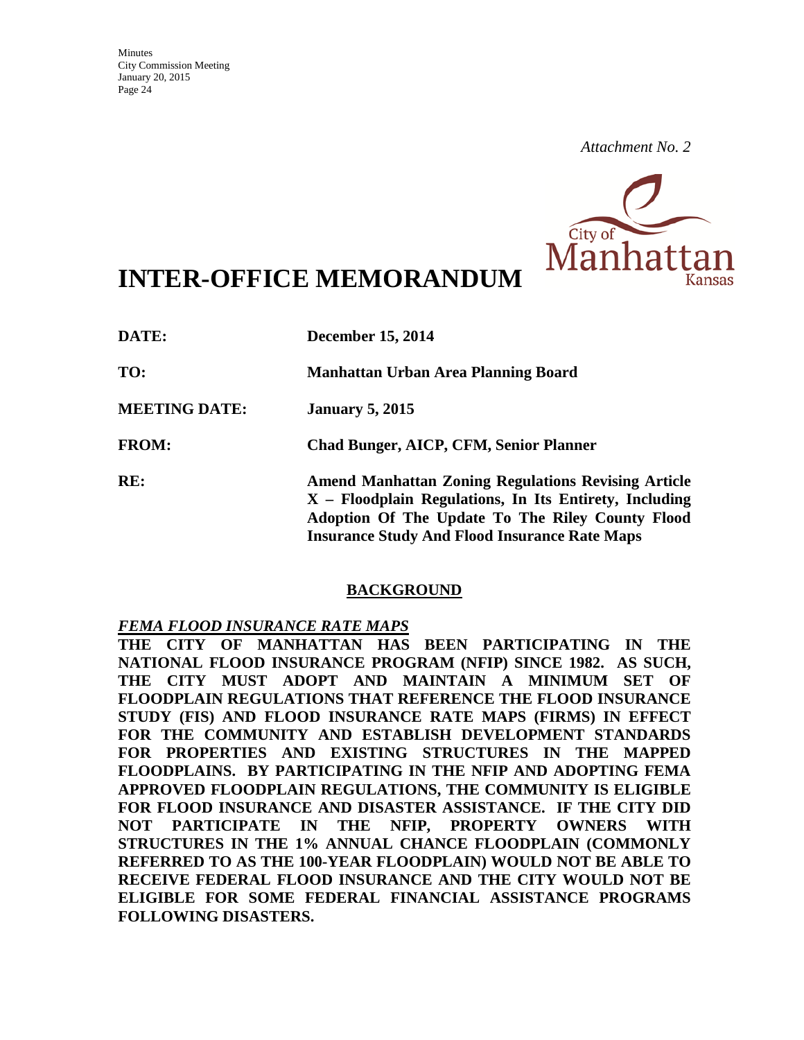*Attachment No. 2*

# INTER-OFFICE MEMORANDUM

**DATE:** **December 15, 2014**

**TO:** **Manhattan Urban Area Planning Board**

**MEETING DATE:** **January 5, 2015**

**FROM:** **Chad Bunger, AICP, CFM, Senior Planner**

**RE:** **Amend Manhattan Zoning Regulations Revising Article X – Floodplain Regulations, In Its Entirety, Including Adoption Of The Update To The Riley County Flood Insurance Study And Flood Insurance Rate Maps**

## BACKGROUND

***FEMA FLOOD INSURANCE RATE MAPS***

**THE CITY OF MANHATTAN HAS BEEN PARTICIPATING IN THE NATIONAL FLOOD INSURANCE PROGRAM (NFIP) SINCE 1982. AS SUCH, THE CITY MUST ADOPT AND MAINTAIN A MINIMUM SET OF FLOODPLAIN REGULATIONS THAT REFERENCE THE FLOOD INSURANCE STUDY (FIS) AND FLOOD INSURANCE RATE MAPS (FIRMS) IN EFFECT FOR THE COMMUNITY AND ESTABLISH DEVELOPMENT STANDARDS FOR PROPERTIES AND EXISTING STRUCTURES IN THE MAPPED FLOODPLAINS. BY PARTICIPATING IN THE NFIP AND ADOPTING FEMA APPROVED FLOODPLAIN REGULATIONS, THE COMMUNITY IS ELIGIBLE FOR FLOOD INSURANCE AND DISASTER ASSISTANCE. IF THE CITY DID NOT PARTICIPATE IN THE NFIP, PROPERTY OWNERS WITH STRUCTURES IN THE 1% ANNUAL CHANCE FLOODPLAIN (COMMONLY REFERRED TO AS THE 100-YEAR FLOODPLAIN) WOULD NOT BE ABLE TO RECEIVE FEDERAL FLOOD INSURANCE AND THE CITY WOULD NOT BE ELIGIBLE FOR SOME FEDERAL FINANCIAL ASSISTANCE PROGRAMS FOLLOWING DISASTERS.**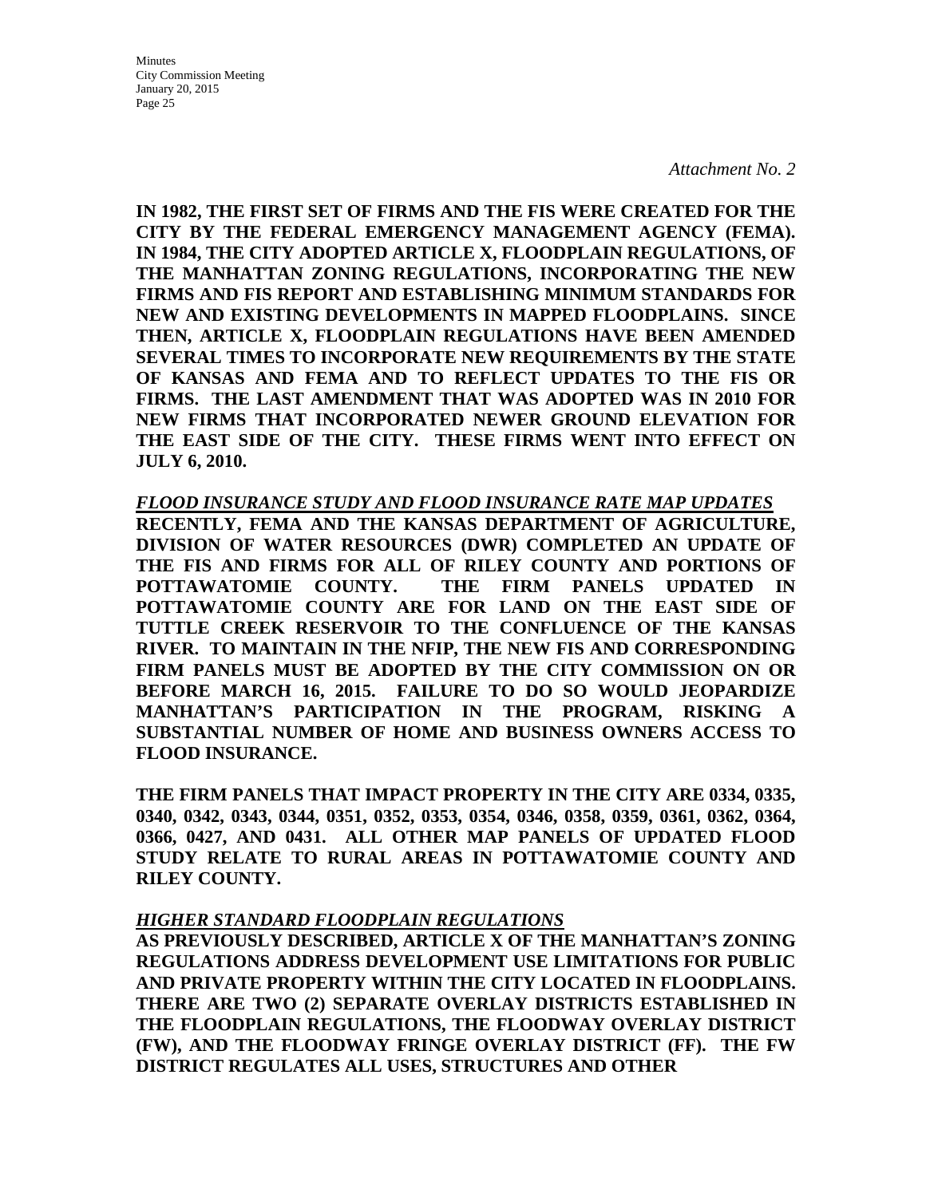*Attachment No. 2*

**IN 1982, THE FIRST SET OF FIRMS AND THE FIS WERE CREATED FOR THE CITY BY THE FEDERAL EMERGENCY MANAGEMENT AGENCY (FEMA). IN 1984, THE CITY ADOPTED ARTICLE X, FLOODPLAIN REGULATIONS, OF THE MANHATTAN ZONING REGULATIONS, INCORPORATING THE NEW FIRMS AND FIS REPORT AND ESTABLISHING MINIMUM STANDARDS FOR NEW AND EXISTING DEVELOPMENTS IN MAPPED FLOODPLAINS. SINCE THEN, ARTICLE X, FLOODPLAIN REGULATIONS HAVE BEEN AMENDED SEVERAL TIMES TO INCORPORATE NEW REQUIREMENTS BY THE STATE OF KANSAS AND FEMA AND TO REFLECT UPDATES TO THE FIS OR FIRMS. THE LAST AMENDMENT THAT WAS ADOPTED WAS IN 2010 FOR NEW FIRMS THAT INCORPORATED NEWER GROUND ELEVATION FOR THE EAST SIDE OF THE CITY. THESE FIRMS WENT INTO EFFECT ON JULY 6, 2010.**

***FLOOD INSURANCE STUDY AND FLOOD INSURANCE RATE MAP UPDATES***

**RECENTLY, FEMA AND THE KANSAS DEPARTMENT OF AGRICULTURE, DIVISION OF WATER RESOURCES (DWR) COMPLETED AN UPDATE OF THE FIS AND FIRMS FOR ALL OF RILEY COUNTY AND PORTIONS OF POTTAWATOMIE COUNTY. THE FIRM PANELS UPDATED IN POTTAWATOMIE COUNTY ARE FOR LAND ON THE EAST SIDE OF TUTTLE CREEK RESERVOIR TO THE CONFLUENCE OF THE KANSAS RIVER. TO MAINTAIN IN THE NFIP, THE NEW FIS AND CORRESPONDING FIRM PANELS MUST BE ADOPTED BY THE CITY COMMISSION ON OR BEFORE MARCH 16, 2015. FAILURE TO DO SO WOULD JEOPARDIZE MANHATTAN'S PARTICIPATION IN THE PROGRAM, RISKING A SUBSTANTIAL NUMBER OF HOME AND BUSINESS OWNERS ACCESS TO FLOOD INSURANCE.**

**THE FIRM PANELS THAT IMPACT PROPERTY IN THE CITY ARE 0334, 0335, 0340, 0342, 0343, 0344, 0351, 0352, 0353, 0354, 0346, 0358, 0359, 0361, 0362, 0364, 0366, 0427, AND 0431. ALL OTHER MAP PANELS OF UPDATED FLOOD STUDY RELATE TO RURAL AREAS IN POTTAWATOMIE COUNTY AND RILEY COUNTY.**

***HIGHER STANDARD FLOODPLAIN REGULATIONS***

**AS PREVIOUSLY DESCRIBED, ARTICLE X OF THE MANHATTAN'S ZONING REGULATIONS ADDRESS DEVELOPMENT USE LIMITATIONS FOR PUBLIC AND PRIVATE PROPERTY WITHIN THE CITY LOCATED IN FLOODPLAINS. THERE ARE TWO (2) SEPARATE OVERLAY DISTRICTS ESTABLISHED IN THE FLOODPLAIN REGULATIONS, THE FLOODWAY OVERLAY DISTRICT (FW), AND THE FLOODWAY FRINGE OVERLAY DISTRICT (FF). THE FW DISTRICT REGULATES ALL USES, STRUCTURES AND OTHER**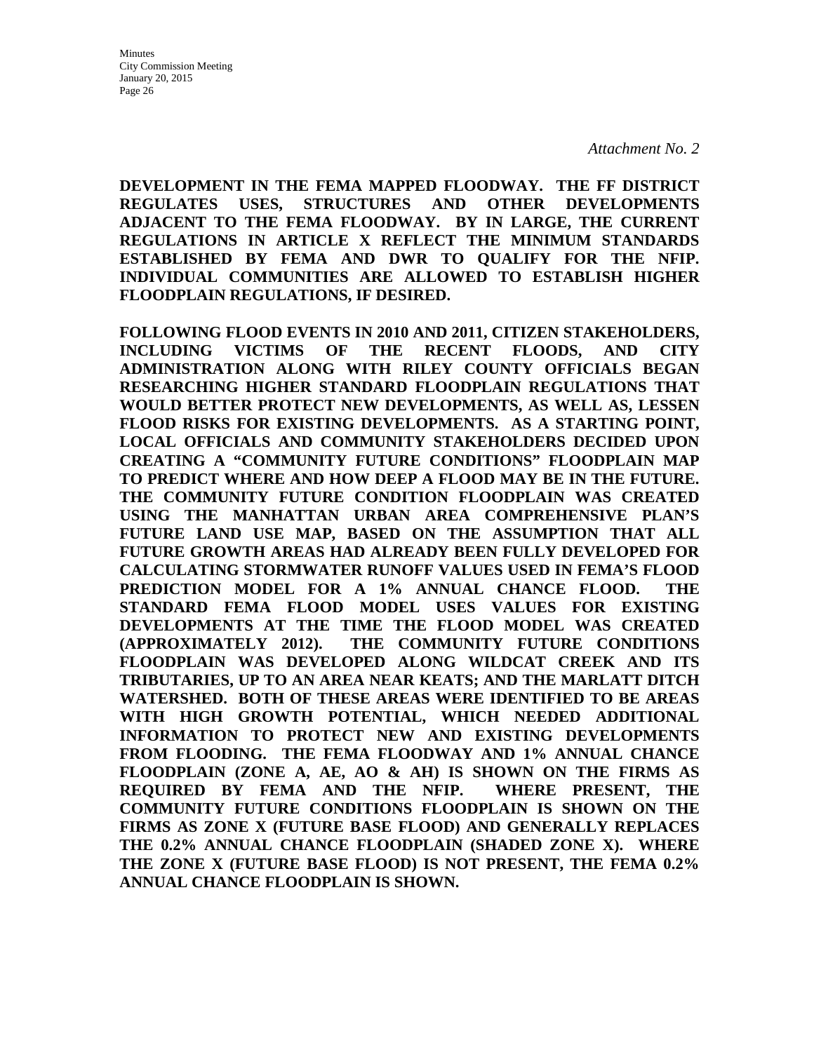*Attachment No. 2*

**DEVELOPMENT IN THE FEMA MAPPED FLOODWAY. THE FF DISTRICT REGULATES USES, STRUCTURES AND OTHER DEVELOPMENTS ADJACENT TO THE FEMA FLOODWAY. BY IN LARGE, THE CURRENT REGULATIONS IN ARTICLE X REFLECT THE MINIMUM STANDARDS ESTABLISHED BY FEMA AND DWR TO QUALIFY FOR THE NFIP. INDIVIDUAL COMMUNITIES ARE ALLOWED TO ESTABLISH HIGHER FLOODPLAIN REGULATIONS, IF DESIRED.**

**FOLLOWING FLOOD EVENTS IN 2010 AND 2011, CITIZEN STAKEHOLDERS, INCLUDING VICTIMS OF THE RECENT FLOODS, AND CITY ADMINISTRATION ALONG WITH RILEY COUNTY OFFICIALS BEGAN RESEARCHING HIGHER STANDARD FLOODPLAIN REGULATIONS THAT WOULD BETTER PROTECT NEW DEVELOPMENTS, AS WELL AS, LESSEN FLOOD RISKS FOR EXISTING DEVELOPMENTS. AS A STARTING POINT, LOCAL OFFICIALS AND COMMUNITY STAKEHOLDERS DECIDED UPON CREATING A "COMMUNITY FUTURE CONDITIONS" FLOODPLAIN MAP TO PREDICT WHERE AND HOW DEEP A FLOOD MAY BE IN THE FUTURE. THE COMMUNITY FUTURE CONDITION FLOODPLAIN WAS CREATED USING THE MANHATTAN URBAN AREA COMPREHENSIVE PLAN'S FUTURE LAND USE MAP, BASED ON THE ASSUMPTION THAT ALL FUTURE GROWTH AREAS HAD ALREADY BEEN FULLY DEVELOPED FOR CALCULATING STORMWATER RUNOFF VALUES USED IN FEMA'S FLOOD PREDICTION MODEL FOR A 1% ANNUAL CHANCE FLOOD. THE STANDARD FEMA FLOOD MODEL USES VALUES FOR EXISTING DEVELOPMENTS AT THE TIME THE FLOOD MODEL WAS CREATED (APPROXIMATELY 2012). THE COMMUNITY FUTURE CONDITIONS FLOODPLAIN WAS DEVELOPED ALONG WILDCAT CREEK AND ITS TRIBUTARIES, UP TO AN AREA NEAR KEATS; AND THE MARLATT DITCH WATERSHED. BOTH OF THESE AREAS WERE IDENTIFIED TO BE AREAS WITH HIGH GROWTH POTENTIAL, WHICH NEEDED ADDITIONAL INFORMATION TO PROTECT NEW AND EXISTING DEVELOPMENTS FROM FLOODING. THE FEMA FLOODWAY AND 1% ANNUAL CHANCE FLOODPLAIN (ZONE A, AE, AO & AH) IS SHOWN ON THE FIRMS AS REQUIRED BY FEMA AND THE NFIP. WHERE PRESENT, THE COMMUNITY FUTURE CONDITIONS FLOODPLAIN IS SHOWN ON THE FIRMS AS ZONE X (FUTURE BASE FLOOD) AND GENERALLY REPLACES THE 0.2% ANNUAL CHANCE FLOODPLAIN (SHADED ZONE X). WHERE THE ZONE X (FUTURE BASE FLOOD) IS NOT PRESENT, THE FEMA 0.2% ANNUAL CHANCE FLOODPLAIN IS SHOWN.**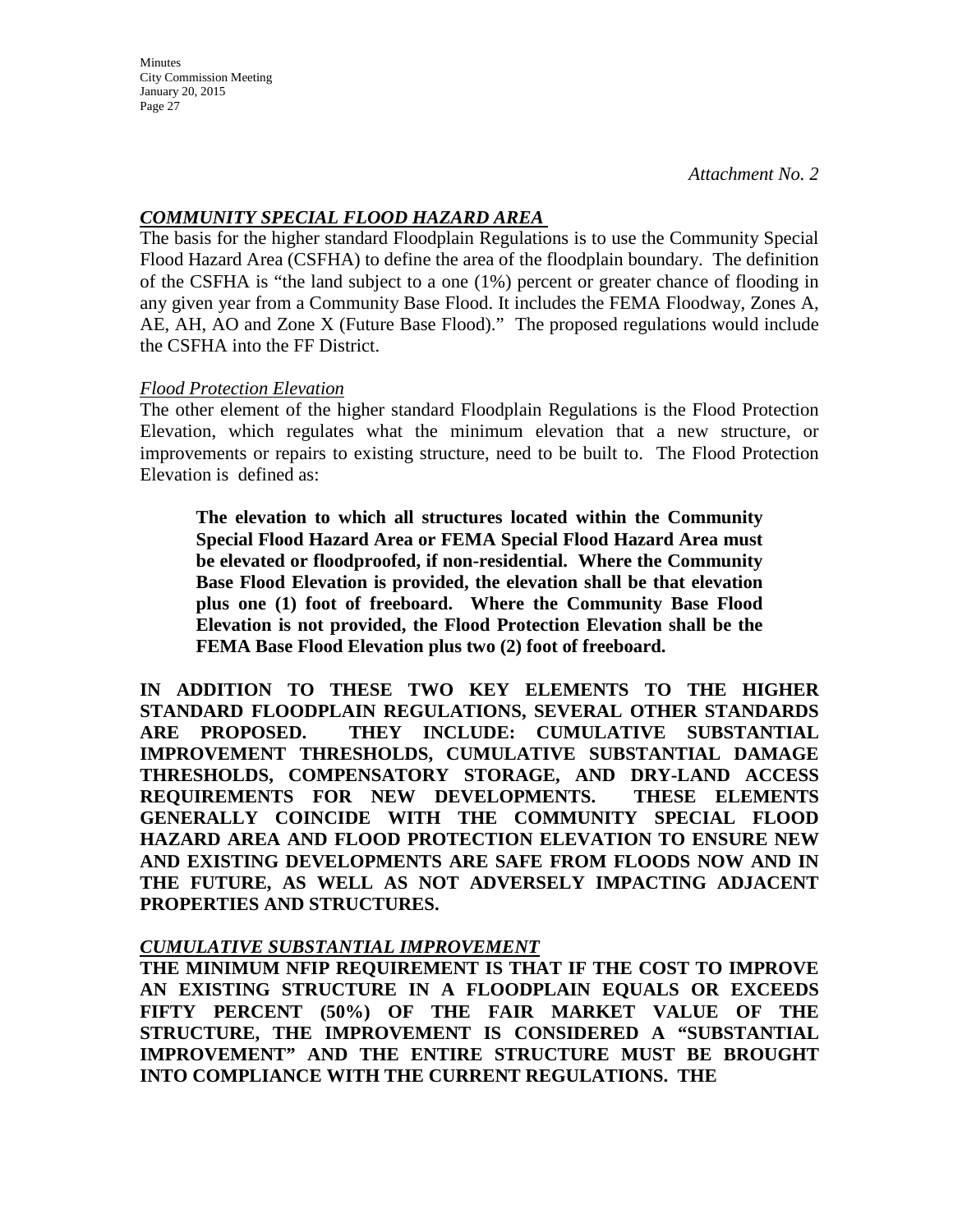*Attachment No. 2*

***COMMUNITY SPECIAL FLOOD HAZARD AREA***

The basis for the higher standard Floodplain Regulations is to use the Community Special Flood Hazard Area (CSFHA) to define the area of the floodplain boundary. The definition of the CSFHA is "the land subject to a one (1%) percent or greater chance of flooding in any given year from a Community Base Flood. It includes the FEMA Floodway, Zones A, AE, AH, AO and Zone X (Future Base Flood)." The proposed regulations would include the CSFHA into the FF District.

*Flood Protection Elevation*

The other element of the higher standard Floodplain Regulations is the Flood Protection Elevation, which regulates what the minimum elevation that a new structure, or improvements or repairs to existing structure, need to be built to. The Flood Protection Elevation is defined as:

> **The elevation to which all structures located within the Community Special Flood Hazard Area or FEMA Special Flood Hazard Area must be elevated or floodproofed, if non-residential. Where the Community Base Flood Elevation is provided, the elevation shall be that elevation plus one (1) foot of freeboard. Where the Community Base Flood Elevation is not provided, the Flood Protection Elevation shall be the FEMA Base Flood Elevation plus two (2) foot of freeboard.**

**IN ADDITION TO THESE TWO KEY ELEMENTS TO THE HIGHER STANDARD FLOODPLAIN REGULATIONS, SEVERAL OTHER STANDARDS ARE PROPOSED. THEY INCLUDE: CUMULATIVE SUBSTANTIAL IMPROVEMENT THRESHOLDS, CUMULATIVE SUBSTANTIAL DAMAGE THRESHOLDS, COMPENSATORY STORAGE, AND DRY-LAND ACCESS REQUIREMENTS FOR NEW DEVELOPMENTS. THESE ELEMENTS GENERALLY COINCIDE WITH THE COMMUNITY SPECIAL FLOOD HAZARD AREA AND FLOOD PROTECTION ELEVATION TO ENSURE NEW AND EXISTING DEVELOPMENTS ARE SAFE FROM FLOODS NOW AND IN THE FUTURE, AS WELL AS NOT ADVERSELY IMPACTING ADJACENT PROPERTIES AND STRUCTURES.**

***CUMULATIVE SUBSTANTIAL IMPROVEMENT***

**THE MINIMUM NFIP REQUIREMENT IS THAT IF THE COST TO IMPROVE AN EXISTING STRUCTURE IN A FLOODPLAIN EQUALS OR EXCEEDS FIFTY PERCENT (50%) OF THE FAIR MARKET VALUE OF THE STRUCTURE, THE IMPROVEMENT IS CONSIDERED A "SUBSTANTIAL IMPROVEMENT" AND THE ENTIRE STRUCTURE MUST BE BROUGHT INTO COMPLIANCE WITH THE CURRENT REGULATIONS. THE**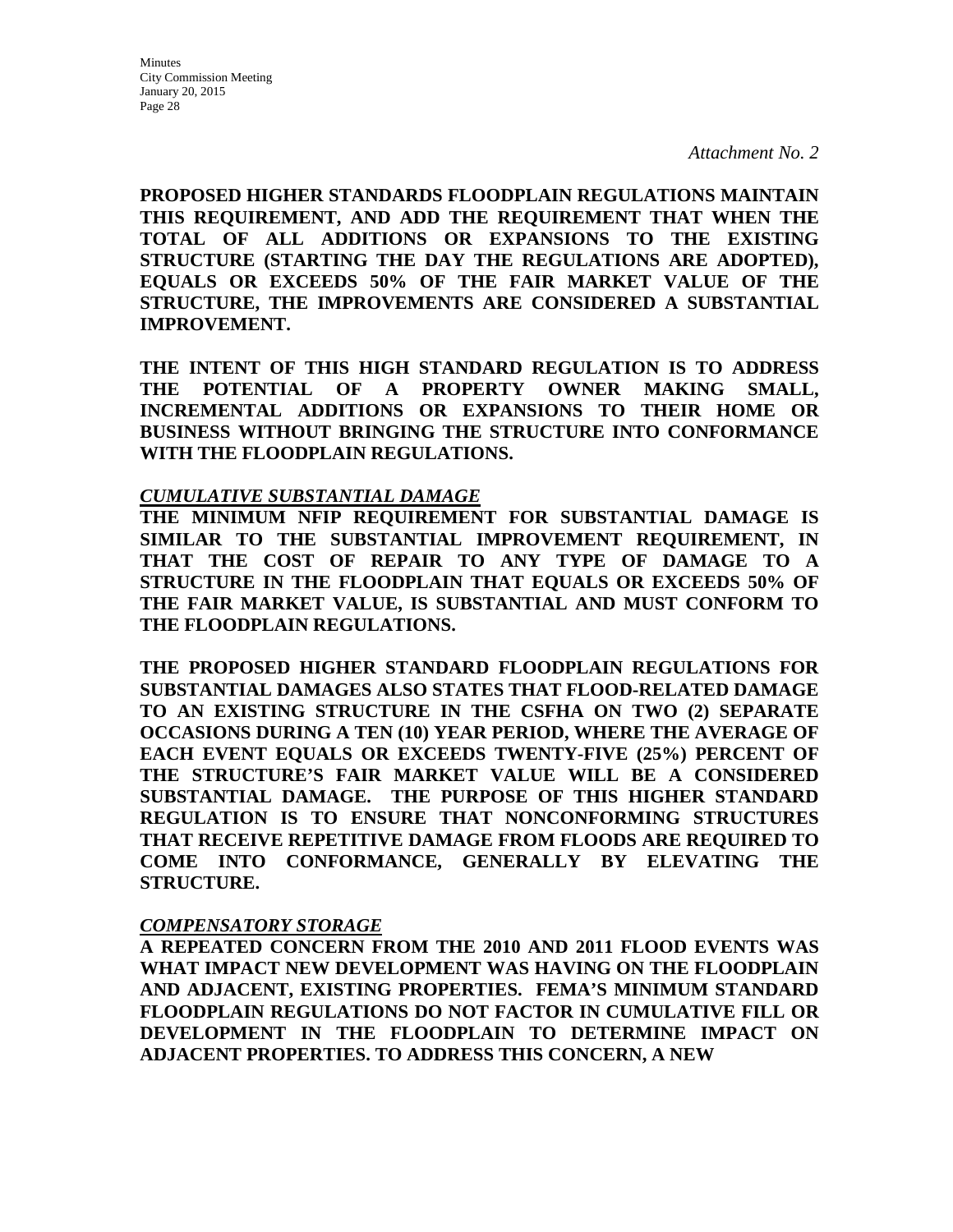*Attachment No. 2*

**PROPOSED HIGHER STANDARDS FLOODPLAIN REGULATIONS MAINTAIN THIS REQUIREMENT, AND ADD THE REQUIREMENT THAT WHEN THE TOTAL OF ALL ADDITIONS OR EXPANSIONS TO THE EXISTING STRUCTURE (STARTING THE DAY THE REGULATIONS ARE ADOPTED), EQUALS OR EXCEEDS 50% OF THE FAIR MARKET VALUE OF THE STRUCTURE, THE IMPROVEMENTS ARE CONSIDERED A SUBSTANTIAL IMPROVEMENT.**

**THE INTENT OF THIS HIGH STANDARD REGULATION IS TO ADDRESS THE POTENTIAL OF A PROPERTY OWNER MAKING SMALL, INCREMENTAL ADDITIONS OR EXPANSIONS TO THEIR HOME OR BUSINESS WITHOUT BRINGING THE STRUCTURE INTO CONFORMANCE WITH THE FLOODPLAIN REGULATIONS.**

***CUMULATIVE SUBSTANTIAL DAMAGE***

**THE MINIMUM NFIP REQUIREMENT FOR SUBSTANTIAL DAMAGE IS SIMILAR TO THE SUBSTANTIAL IMPROVEMENT REQUIREMENT, IN THAT THE COST OF REPAIR TO ANY TYPE OF DAMAGE TO A STRUCTURE IN THE FLOODPLAIN THAT EQUALS OR EXCEEDS 50% OF THE FAIR MARKET VALUE, IS SUBSTANTIAL AND MUST CONFORM TO THE FLOODPLAIN REGULATIONS.**

**THE PROPOSED HIGHER STANDARD FLOODPLAIN REGULATIONS FOR SUBSTANTIAL DAMAGES ALSO STATES THAT FLOOD-RELATED DAMAGE TO AN EXISTING STRUCTURE IN THE CSFHA ON TWO (2) SEPARATE OCCASIONS DURING A TEN (10) YEAR PERIOD, WHERE THE AVERAGE OF EACH EVENT EQUALS OR EXCEEDS TWENTY-FIVE (25%) PERCENT OF THE STRUCTURE'S FAIR MARKET VALUE WILL BE A CONSIDERED SUBSTANTIAL DAMAGE. THE PURPOSE OF THIS HIGHER STANDARD REGULATION IS TO ENSURE THAT NONCONFORMING STRUCTURES THAT RECEIVE REPETITIVE DAMAGE FROM FLOODS ARE REQUIRED TO COME INTO CONFORMANCE, GENERALLY BY ELEVATING THE STRUCTURE.**

***COMPENSATORY STORAGE***

**A REPEATED CONCERN FROM THE 2010 AND 2011 FLOOD EVENTS WAS WHAT IMPACT NEW DEVELOPMENT WAS HAVING ON THE FLOODPLAIN AND ADJACENT, EXISTING PROPERTIES. FEMA'S MINIMUM STANDARD FLOODPLAIN REGULATIONS DO NOT FACTOR IN CUMULATIVE FILL OR DEVELOPMENT IN THE FLOODPLAIN TO DETERMINE IMPACT ON ADJACENT PROPERTIES. TO ADDRESS THIS CONCERN, A NEW**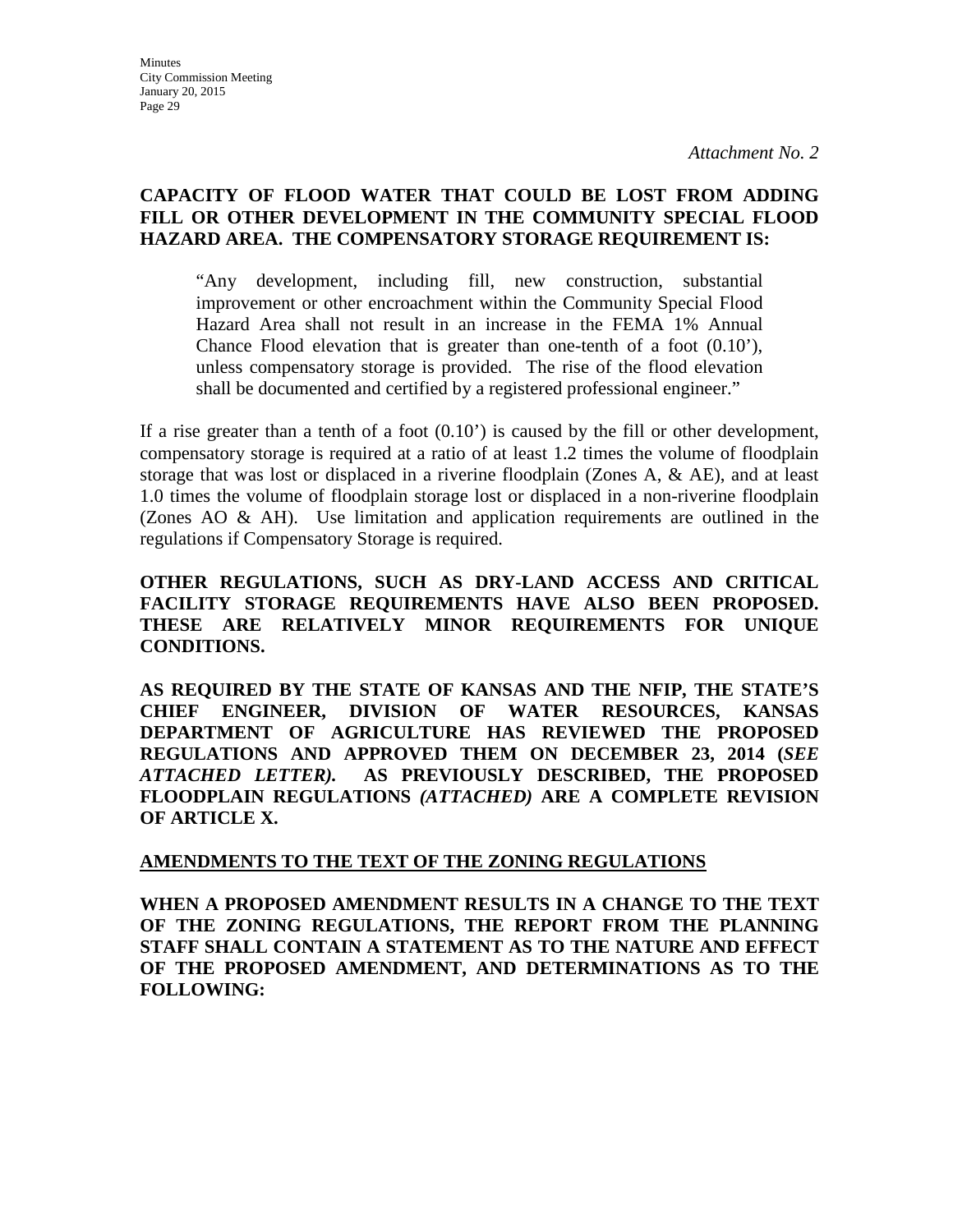*Attachment No. 2*

**CAPACITY OF FLOOD WATER THAT COULD BE LOST FROM ADDING FILL OR OTHER DEVELOPMENT IN THE COMMUNITY SPECIAL FLOOD HAZARD AREA. THE COMPENSATORY STORAGE REQUIREMENT IS:**

> "Any development, including fill, new construction, substantial improvement or other encroachment within the Community Special Flood Hazard Area shall not result in an increase in the FEMA 1% Annual Chance Flood elevation that is greater than one-tenth of a foot (0.10'), unless compensatory storage is provided. The rise of the flood elevation shall be documented and certified by a registered professional engineer."

If a rise greater than a tenth of a foot (0.10') is caused by the fill or other development, compensatory storage is required at a ratio of at least 1.2 times the volume of floodplain storage that was lost or displaced in a riverine floodplain (Zones A, & AE), and at least 1.0 times the volume of floodplain storage lost or displaced in a non-riverine floodplain (Zones AO & AH). Use limitation and application requirements are outlined in the regulations if Compensatory Storage is required.

**OTHER REGULATIONS, SUCH AS DRY-LAND ACCESS AND CRITICAL FACILITY STORAGE REQUIREMENTS HAVE ALSO BEEN PROPOSED. THESE ARE RELATIVELY MINOR REQUIREMENTS FOR UNIQUE CONDITIONS.**

**AS REQUIRED BY THE STATE OF KANSAS AND THE NFIP, THE STATE'S CHIEF ENGINEER, DIVISION OF WATER RESOURCES, KANSAS DEPARTMENT OF AGRICULTURE HAS REVIEWED THE PROPOSED REGULATIONS AND APPROVED THEM ON DECEMBER 23, 2014 (*SEE ATTACHED LETTER*). AS PREVIOUSLY DESCRIBED, THE PROPOSED FLOODPLAIN REGULATIONS *(ATTACHED)* ARE A COMPLETE REVISION OF ARTICLE X.**

**<u>AMENDMENTS TO THE TEXT OF THE ZONING REGULATIONS</u>**

**WHEN A PROPOSED AMENDMENT RESULTS IN A CHANGE TO THE TEXT OF THE ZONING REGULATIONS, THE REPORT FROM THE PLANNING STAFF SHALL CONTAIN A STATEMENT AS TO THE NATURE AND EFFECT OF THE PROPOSED AMENDMENT, AND DETERMINATIONS AS TO THE FOLLOWING:**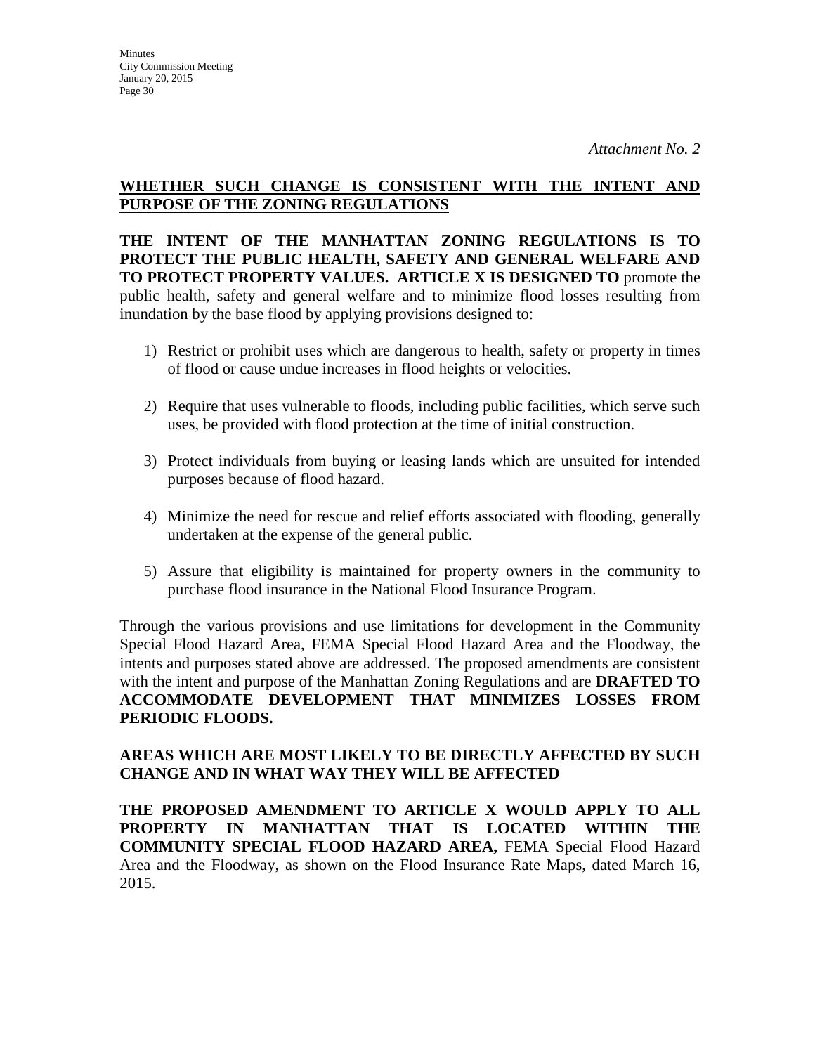*Attachment No. 2*

**WHETHER SUCH CHANGE IS CONSISTENT WITH THE INTENT AND PURPOSE OF THE ZONING REGULATIONS**

**THE INTENT OF THE MANHATTAN ZONING REGULATIONS IS TO PROTECT THE PUBLIC HEALTH, SAFETY AND GENERAL WELFARE AND TO PROTECT PROPERTY VALUES. ARTICLE X IS DESIGNED TO** promote the public health, safety and general welfare and to minimize flood losses resulting from inundation by the base flood by applying provisions designed to:

1) Restrict or prohibit uses which are dangerous to health, safety or property in times of flood or cause undue increases in flood heights or velocities.

2) Require that uses vulnerable to floods, including public facilities, which serve such uses, be provided with flood protection at the time of initial construction.

3) Protect individuals from buying or leasing lands which are unsuited for intended purposes because of flood hazard.

4) Minimize the need for rescue and relief efforts associated with flooding, generally undertaken at the expense of the general public.

5) Assure that eligibility is maintained for property owners in the community to purchase flood insurance in the National Flood Insurance Program.

Through the various provisions and use limitations for development in the Community Special Flood Hazard Area, FEMA Special Flood Hazard Area and the Floodway, the intents and purposes stated above are addressed. The proposed amendments are consistent with the intent and purpose of the Manhattan Zoning Regulations and are **DRAFTED TO ACCOMMODATE DEVELOPMENT THAT MINIMIZES LOSSES FROM PERIODIC FLOODS.**

**AREAS WHICH ARE MOST LIKELY TO BE DIRECTLY AFFECTED BY SUCH CHANGE AND IN WHAT WAY THEY WILL BE AFFECTED**

**THE PROPOSED AMENDMENT TO ARTICLE X WOULD APPLY TO ALL PROPERTY IN MANHATTAN THAT IS LOCATED WITHIN THE COMMUNITY SPECIAL FLOOD HAZARD AREA,** FEMA Special Flood Hazard Area and the Floodway, as shown on the Flood Insurance Rate Maps, dated March 16, 2015.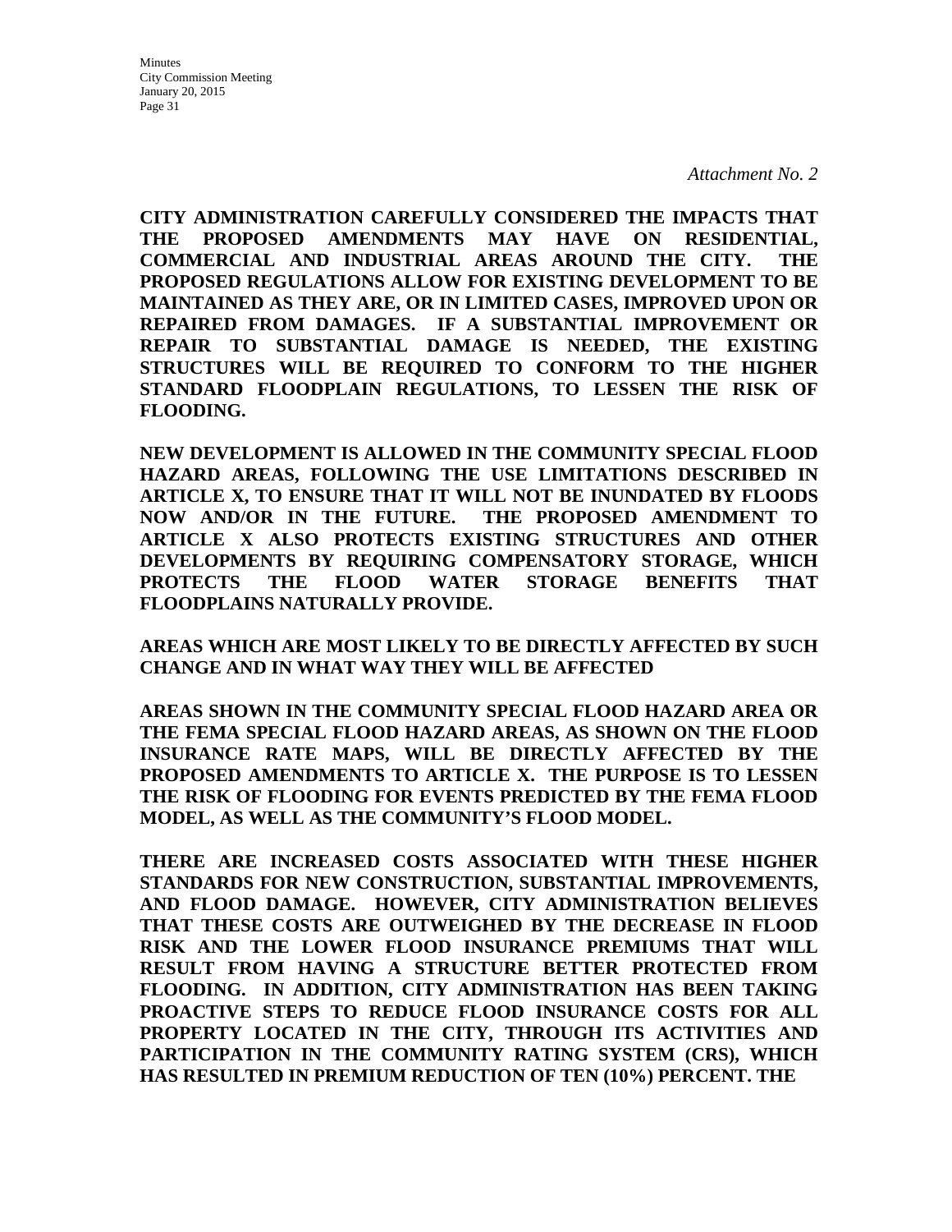*Attachment No. 2*

**CITY ADMINISTRATION CAREFULLY CONSIDERED THE IMPACTS THAT THE PROPOSED AMENDMENTS MAY HAVE ON RESIDENTIAL, COMMERCIAL AND INDUSTRIAL AREAS AROUND THE CITY. THE PROPOSED REGULATIONS ALLOW FOR EXISTING DEVELOPMENT TO BE MAINTAINED AS THEY ARE, OR IN LIMITED CASES, IMPROVED UPON OR REPAIRED FROM DAMAGES. IF A SUBSTANTIAL IMPROVEMENT OR REPAIR TO SUBSTANTIAL DAMAGE IS NEEDED, THE EXISTING STRUCTURES WILL BE REQUIRED TO CONFORM TO THE HIGHER STANDARD FLOODPLAIN REGULATIONS, TO LESSEN THE RISK OF FLOODING.**

**NEW DEVELOPMENT IS ALLOWED IN THE COMMUNITY SPECIAL FLOOD HAZARD AREAS, FOLLOWING THE USE LIMITATIONS DESCRIBED IN ARTICLE X, TO ENSURE THAT IT WILL NOT BE INUNDATED BY FLOODS NOW AND/OR IN THE FUTURE. THE PROPOSED AMENDMENT TO ARTICLE X ALSO PROTECTS EXISTING STRUCTURES AND OTHER DEVELOPMENTS BY REQUIRING COMPENSATORY STORAGE, WHICH PROTECTS THE FLOOD WATER STORAGE BENEFITS THAT FLOODPLAINS NATURALLY PROVIDE.**

**AREAS WHICH ARE MOST LIKELY TO BE DIRECTLY AFFECTED BY SUCH CHANGE AND IN WHAT WAY THEY WILL BE AFFECTED**

**AREAS SHOWN IN THE COMMUNITY SPECIAL FLOOD HAZARD AREA OR THE FEMA SPECIAL FLOOD HAZARD AREAS, AS SHOWN ON THE FLOOD INSURANCE RATE MAPS, WILL BE DIRECTLY AFFECTED BY THE PROPOSED AMENDMENTS TO ARTICLE X. THE PURPOSE IS TO LESSEN THE RISK OF FLOODING FOR EVENTS PREDICTED BY THE FEMA FLOOD MODEL, AS WELL AS THE COMMUNITY'S FLOOD MODEL.**

**THERE ARE INCREASED COSTS ASSOCIATED WITH THESE HIGHER STANDARDS FOR NEW CONSTRUCTION, SUBSTANTIAL IMPROVEMENTS, AND FLOOD DAMAGE. HOWEVER, CITY ADMINISTRATION BELIEVES THAT THESE COSTS ARE OUTWEIGHED BY THE DECREASE IN FLOOD RISK AND THE LOWER FLOOD INSURANCE PREMIUMS THAT WILL RESULT FROM HAVING A STRUCTURE BETTER PROTECTED FROM FLOODING. IN ADDITION, CITY ADMINISTRATION HAS BEEN TAKING PROACTIVE STEPS TO REDUCE FLOOD INSURANCE COSTS FOR ALL PROPERTY LOCATED IN THE CITY, THROUGH ITS ACTIVITIES AND PARTICIPATION IN THE COMMUNITY RATING SYSTEM (CRS), WHICH HAS RESULTED IN PREMIUM REDUCTION OF TEN (10%) PERCENT. THE**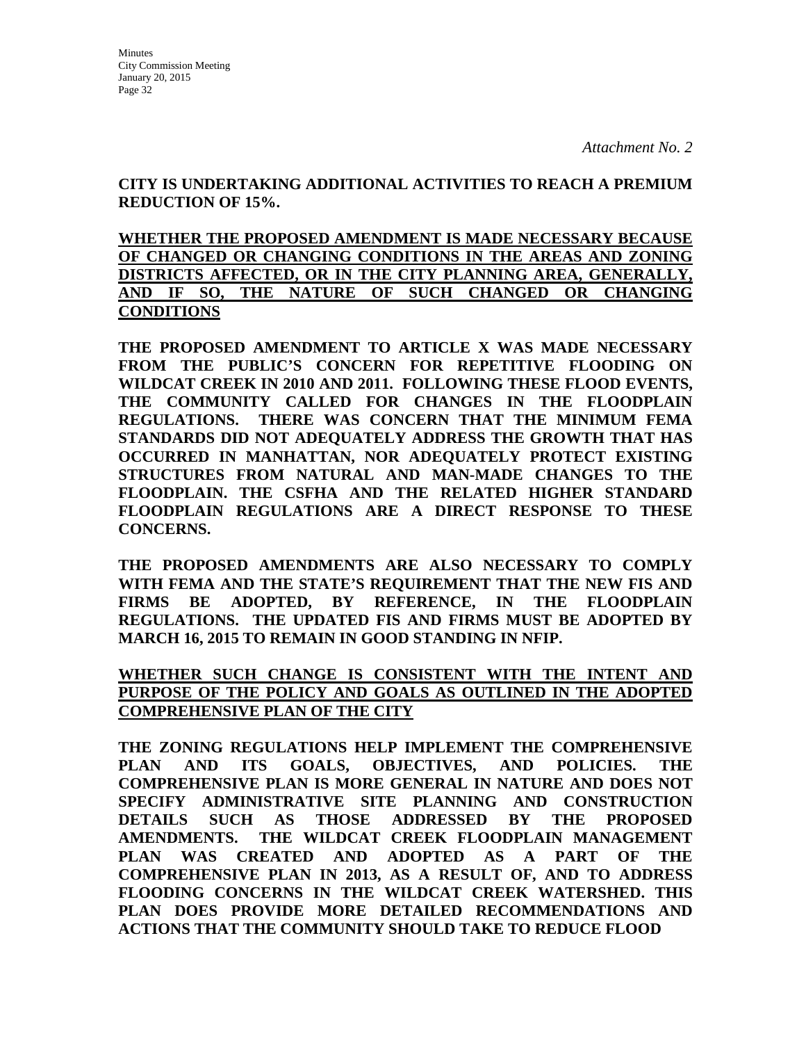*Attachment No. 2*

**CITY IS UNDERTAKING ADDITIONAL ACTIVITIES TO REACH A PREMIUM REDUCTION OF 15%.**

**<u>WHETHER THE PROPOSED AMENDMENT IS MADE NECESSARY BECAUSE OF CHANGED OR CHANGING CONDITIONS IN THE AREAS AND ZONING DISTRICTS AFFECTED, OR IN THE CITY PLANNING AREA, GENERALLY, AND IF SO, THE NATURE OF SUCH CHANGED OR CHANGING CONDITIONS</u>**

**THE PROPOSED AMENDMENT TO ARTICLE X WAS MADE NECESSARY FROM THE PUBLIC'S CONCERN FOR REPETITIVE FLOODING ON WILDCAT CREEK IN 2010 AND 2011. FOLLOWING THESE FLOOD EVENTS, THE COMMUNITY CALLED FOR CHANGES IN THE FLOODPLAIN REGULATIONS. THERE WAS CONCERN THAT THE MINIMUM FEMA STANDARDS DID NOT ADEQUATELY ADDRESS THE GROWTH THAT HAS OCCURRED IN MANHATTAN, NOR ADEQUATELY PROTECT EXISTING STRUCTURES FROM NATURAL AND MAN-MADE CHANGES TO THE FLOODPLAIN. THE CSFHA AND THE RELATED HIGHER STANDARD FLOODPLAIN REGULATIONS ARE A DIRECT RESPONSE TO THESE CONCERNS.**

**THE PROPOSED AMENDMENTS ARE ALSO NECESSARY TO COMPLY WITH FEMA AND THE STATE'S REQUIREMENT THAT THE NEW FIS AND FIRMS BE ADOPTED, BY REFERENCE, IN THE FLOODPLAIN REGULATIONS. THE UPDATED FIS AND FIRMS MUST BE ADOPTED BY MARCH 16, 2015 TO REMAIN IN GOOD STANDING IN NFIP.**

**<u>WHETHER SUCH CHANGE IS CONSISTENT WITH THE INTENT AND PURPOSE OF THE POLICY AND GOALS AS OUTLINED IN THE ADOPTED COMPREHENSIVE PLAN OF THE CITY</u>**

**THE ZONING REGULATIONS HELP IMPLEMENT THE COMPREHENSIVE PLAN AND ITS GOALS, OBJECTIVES, AND POLICIES. THE COMPREHENSIVE PLAN IS MORE GENERAL IN NATURE AND DOES NOT SPECIFY ADMINISTRATIVE SITE PLANNING AND CONSTRUCTION DETAILS SUCH AS THOSE ADDRESSED BY THE PROPOSED AMENDMENTS. THE WILDCAT CREEK FLOODPLAIN MANAGEMENT PLAN WAS CREATED AND ADOPTED AS A PART OF THE COMPREHENSIVE PLAN IN 2013, AS A RESULT OF, AND TO ADDRESS FLOODING CONCERNS IN THE WILDCAT CREEK WATERSHED. THIS PLAN DOES PROVIDE MORE DETAILED RECOMMENDATIONS AND ACTIONS THAT THE COMMUNITY SHOULD TAKE TO REDUCE FLOOD**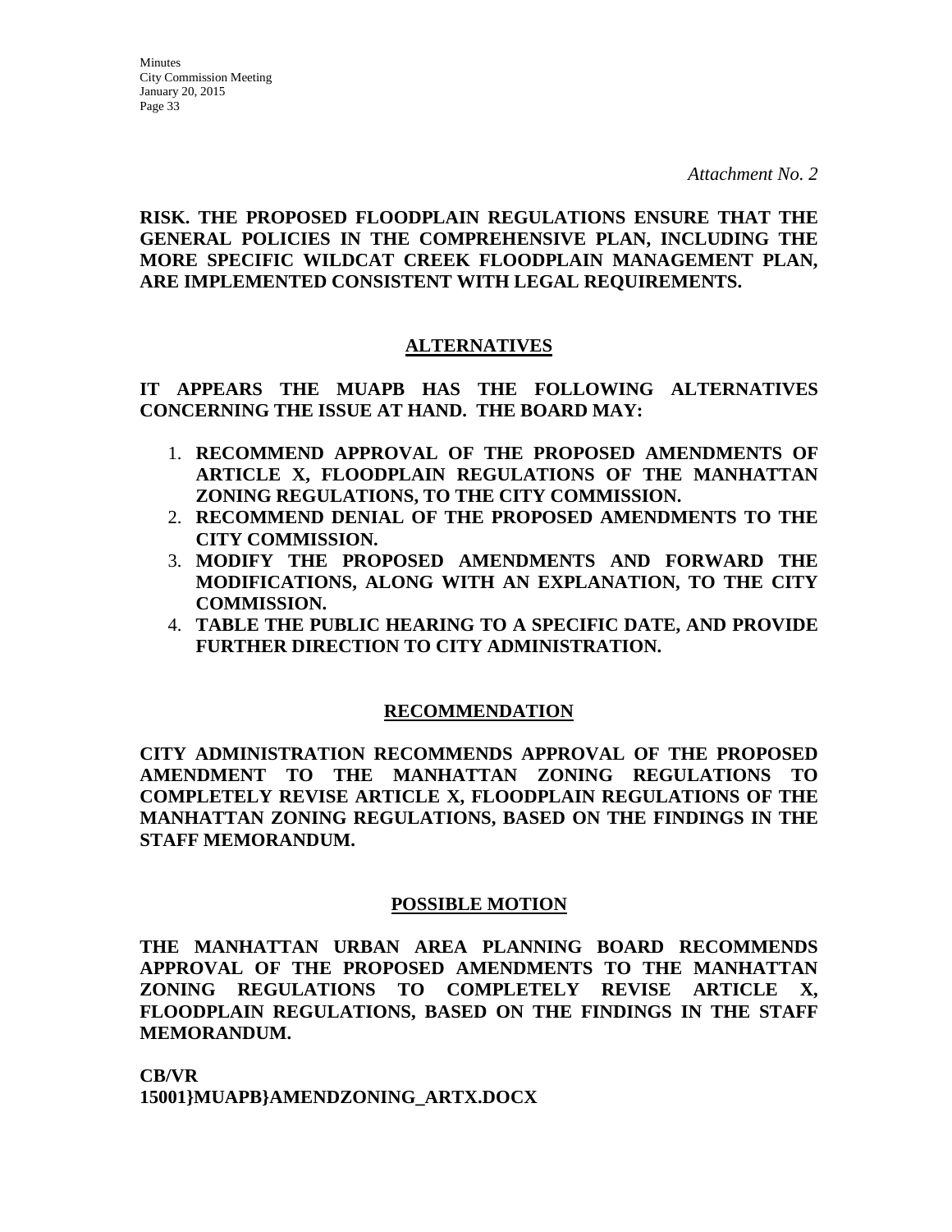*Attachment No. 2*

**RISK. THE PROPOSED FLOODPLAIN REGULATIONS ENSURE THAT THE GENERAL POLICIES IN THE COMPREHENSIVE PLAN, INCLUDING THE MORE SPECIFIC WILDCAT CREEK FLOODPLAIN MANAGEMENT PLAN, ARE IMPLEMENTED CONSISTENT WITH LEGAL REQUIREMENTS.**

## ALTERNATIVES

**IT APPEARS THE MUAPB HAS THE FOLLOWING ALTERNATIVES CONCERNING THE ISSUE AT HAND. THE BOARD MAY:**

1. **RECOMMEND APPROVAL OF THE PROPOSED AMENDMENTS OF ARTICLE X, FLOODPLAIN REGULATIONS OF THE MANHATTAN ZONING REGULATIONS, TO THE CITY COMMISSION.**
2. **RECOMMEND DENIAL OF THE PROPOSED AMENDMENTS TO THE CITY COMMISSION.**
3. **MODIFY THE PROPOSED AMENDMENTS AND FORWARD THE MODIFICATIONS, ALONG WITH AN EXPLANATION, TO THE CITY COMMISSION.**
4. **TABLE THE PUBLIC HEARING TO A SPECIFIC DATE, AND PROVIDE FURTHER DIRECTION TO CITY ADMINISTRATION.**

## RECOMMENDATION

**CITY ADMINISTRATION RECOMMENDS APPROVAL OF THE PROPOSED AMENDMENT TO THE MANHATTAN ZONING REGULATIONS TO COMPLETELY REVISE ARTICLE X, FLOODPLAIN REGULATIONS OF THE MANHATTAN ZONING REGULATIONS, BASED ON THE FINDINGS IN THE STAFF MEMORANDUM.**

## POSSIBLE MOTION

**THE MANHATTAN URBAN AREA PLANNING BOARD RECOMMENDS APPROVAL OF THE PROPOSED AMENDMENTS TO THE MANHATTAN ZONING REGULATIONS TO COMPLETELY REVISE ARTICLE X, FLOODPLAIN REGULATIONS, BASED ON THE FINDINGS IN THE STAFF MEMORANDUM.**

**CB/VR**
**15001}MUAPB}AMENDZONING_ARTX.DOCX**